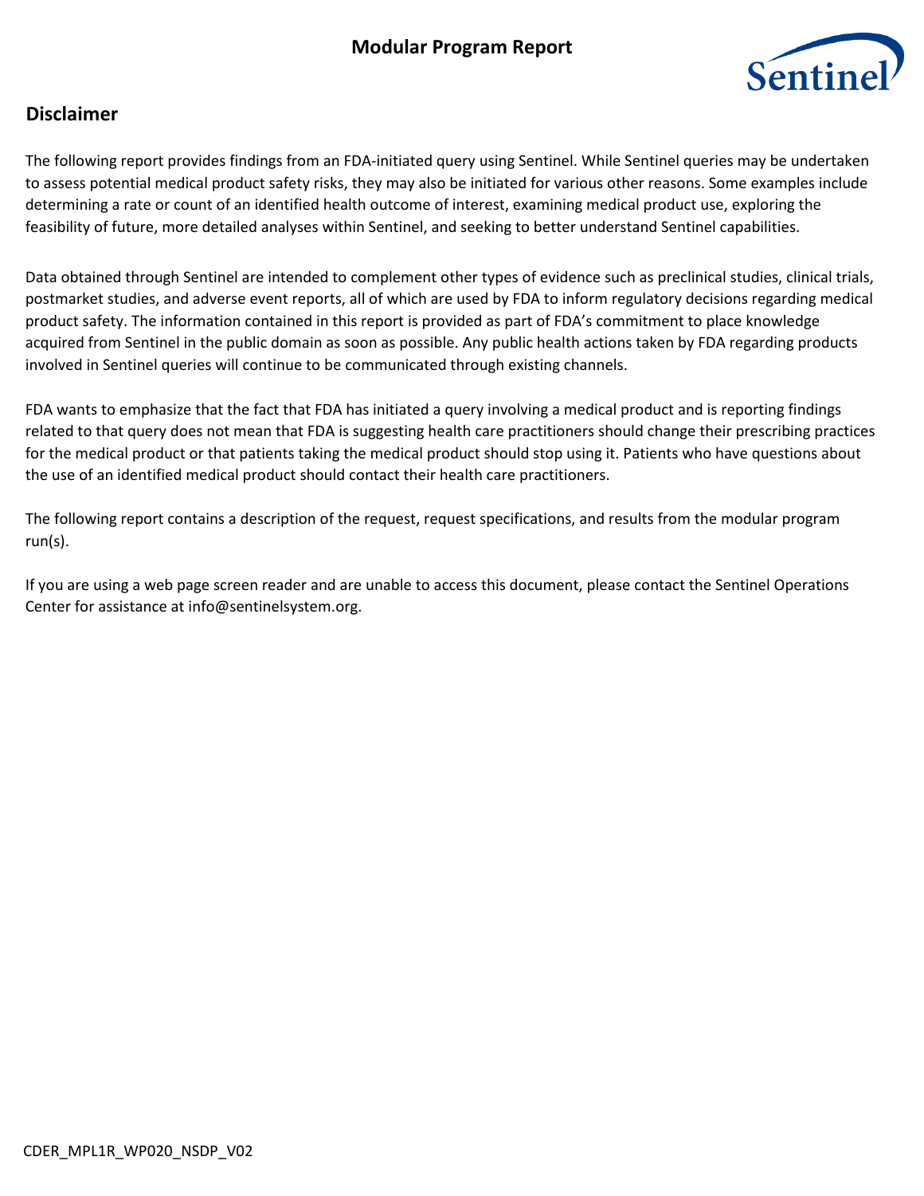# Modular Program Report

## Disclaimer

The following report provides findings from an FDA-initiated query using Sentinel. While Sentinel queries may be undertaken to assess potential medical product safety risks, they may also be initiated for various other reasons. Some examples include determining a rate or count of an identified health outcome of interest, examining medical product use, exploring the feasibility of future, more detailed analyses within Sentinel, and seeking to better understand Sentinel capabilities.

Data obtained through Sentinel are intended to complement other types of evidence such as preclinical studies, clinical trials, postmarket studies, and adverse event reports, all of which are used by FDA to inform regulatory decisions regarding medical product safety. The information contained in this report is provided as part of FDA's commitment to place knowledge acquired from Sentinel in the public domain as soon as possible. Any public health actions taken by FDA regarding products involved in Sentinel queries will continue to be communicated through existing channels.

FDA wants to emphasize that the fact that FDA has initiated a query involving a medical product and is reporting findings related to that query does not mean that FDA is suggesting health care practitioners should change their prescribing practices for the medical product or that patients taking the medical product should stop using it. Patients who have questions about the use of an identified medical product should contact their health care practitioners.

The following report contains a description of the request, request specifications, and results from the modular program run(s).

If you are using a web page screen reader and are unable to access this document, please contact the Sentinel Operations Center for assistance at info@sentinelsystem.org.

CDER_MPL1R_WP020_NSDP_V02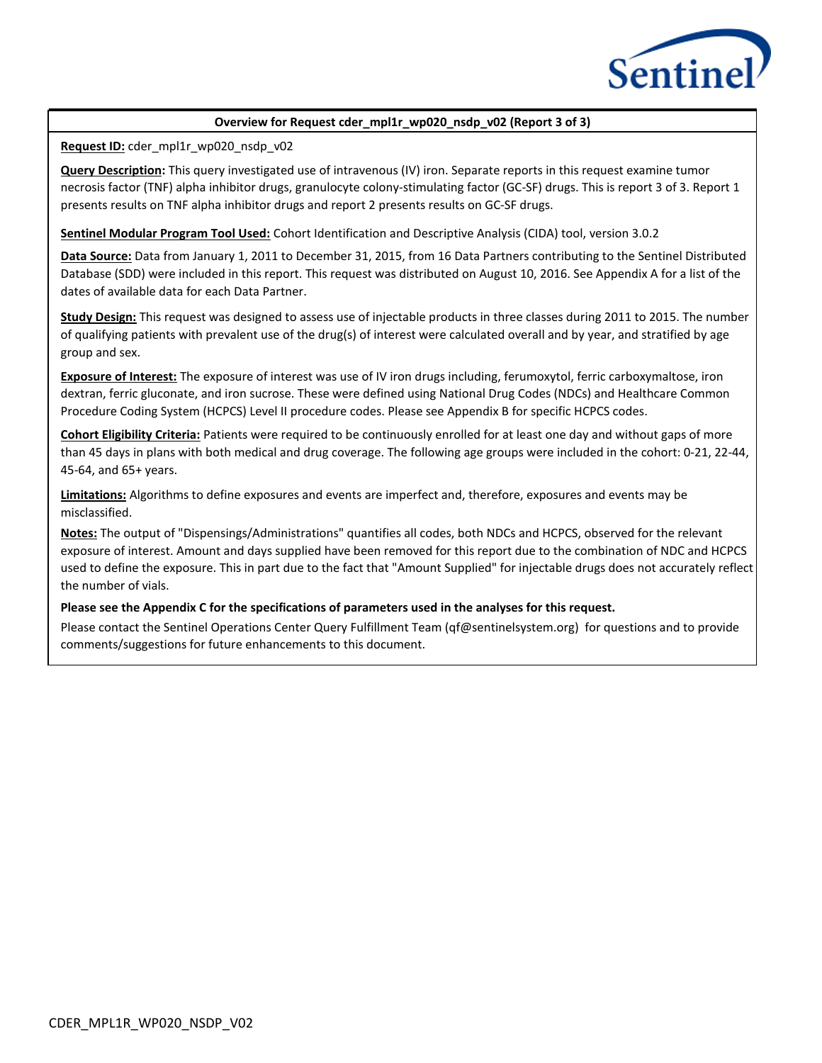**Overview for Request cder_mpl1r_wp020_nsdp_v02 (Report 3 of 3)**

**Request ID:** cder_mpl1r_wp020_nsdp_v02

**Query Description:** This query investigated use of intravenous (IV) iron. Separate reports in this request examine tumor necrosis factor (TNF) alpha inhibitor drugs, granulocyte colony-stimulating factor (GC-SF) drugs. This is report 3 of 3. Report 1 presents results on TNF alpha inhibitor drugs and report 2 presents results on GC-SF drugs.

**Sentinel Modular Program Tool Used:** Cohort Identification and Descriptive Analysis (CIDA) tool, version 3.0.2

**Data Source:** Data from January 1, 2011 to December 31, 2015, from 16 Data Partners contributing to the Sentinel Distributed Database (SDD) were included in this report. This request was distributed on August 10, 2016. See Appendix A for a list of the dates of available data for each Data Partner.

**Study Design:** This request was designed to assess use of injectable products in three classes during 2011 to 2015. The number of qualifying patients with prevalent use of the drug(s) of interest were calculated overall and by year, and stratified by age group and sex.

**Exposure of Interest:** The exposure of interest was use of IV iron drugs including, ferumoxytol, ferric carboxymaltose, iron dextran, ferric gluconate, and iron sucrose. These were defined using National Drug Codes (NDCs) and Healthcare Common Procedure Coding System (HCPCS) Level II procedure codes. Please see Appendix B for specific HCPCS codes.

**Cohort Eligibility Criteria:** Patients were required to be continuously enrolled for at least one day and without gaps of more than 45 days in plans with both medical and drug coverage. The following age groups were included in the cohort: 0-21, 22-44, 45-64, and 65+ years.

**Limitations:** Algorithms to define exposures and events are imperfect and, therefore, exposures and events may be misclassified.

**Notes:** The output of "Dispensings/Administrations" quantifies all codes, both NDCs and HCPCS, observed for the relevant exposure of interest. Amount and days supplied have been removed for this report due to the combination of NDC and HCPCS used to define the exposure. This in part due to the fact that "Amount Supplied" for injectable drugs does not accurately reflect the number of vials.

**Please see the Appendix C for the specifications of parameters used in the analyses for this request.**

Please contact the Sentinel Operations Center Query Fulfillment Team (qf@sentinelsystem.org) for questions and to provide comments/suggestions for future enhancements to this document.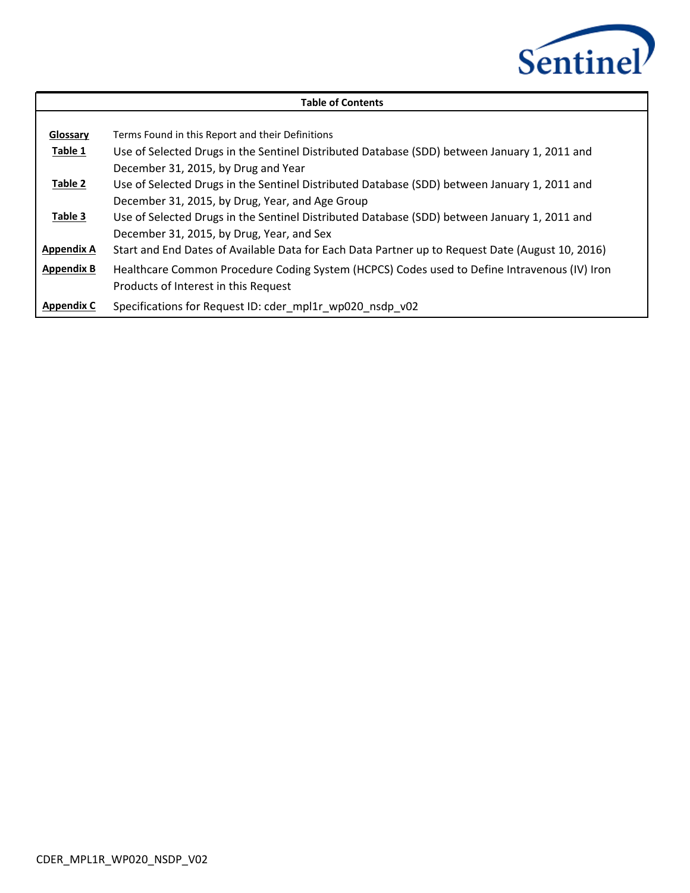| Table of Contents | |
|---|---|
| **Glossary** | Terms Found in this Report and their Definitions |
| **Table 1** | Use of Selected Drugs in the Sentinel Distributed Database (SDD) between January 1, 2011 and December 31, 2015, by Drug and Year |
| **Table 2** | Use of Selected Drugs in the Sentinel Distributed Database (SDD) between January 1, 2011 and December 31, 2015, by Drug, Year, and Age Group |
| **Table 3** | Use of Selected Drugs in the Sentinel Distributed Database (SDD) between January 1, 2011 and December 31, 2015, by Drug, Year, and Sex |
| **Appendix A** | Start and End Dates of Available Data for Each Data Partner up to Request Date (August 10, 2016) |
| **Appendix B** | Healthcare Common Procedure Coding System (HCPCS) Codes used to Define Intravenous (IV) Iron Products of Interest in this Request |
| **Appendix C** | Specifications for Request ID: cder_mpl1r_wp020_nsdp_v02 |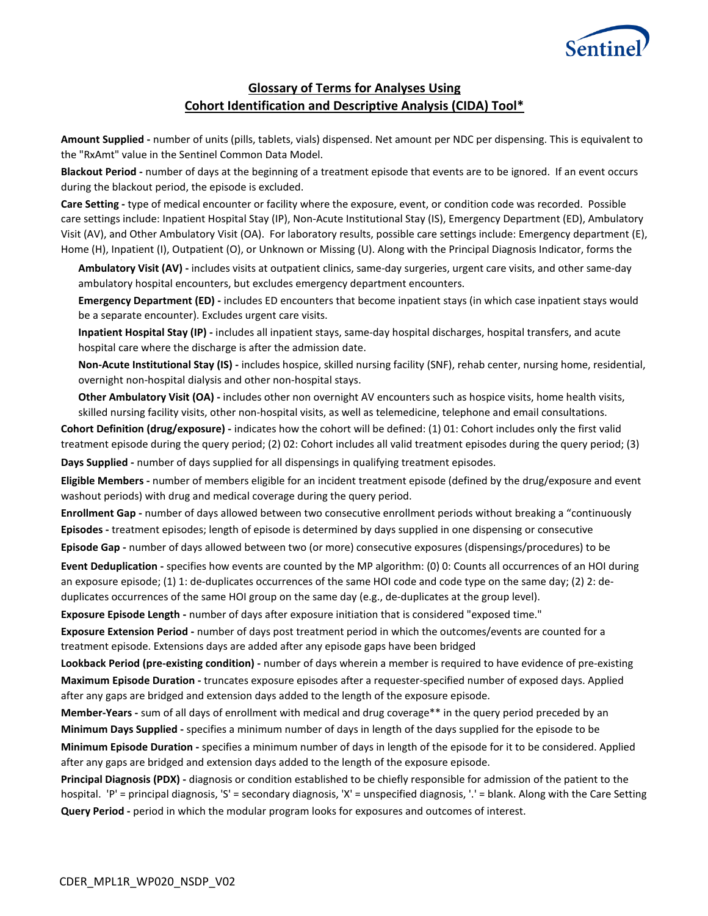## Glossary of Terms for Analyses Using Cohort Identification and Descriptive Analysis (CIDA) Tool*

**Amount Supplied -** number of units (pills, tablets, vials) dispensed. Net amount per NDC per dispensing. This is equivalent to the "RxAmt" value in the Sentinel Common Data Model.

**Blackout Period -** number of days at the beginning of a treatment episode that events are to be ignored. If an event occurs during the blackout period, the episode is excluded.

**Care Setting -** type of medical encounter or facility where the exposure, event, or condition code was recorded. Possible care settings include: Inpatient Hospital Stay (IP), Non-Acute Institutional Stay (IS), Emergency Department (ED), Ambulatory Visit (AV), and Other Ambulatory Visit (OA). For laboratory results, possible care settings include: Emergency department (E), Home (H), Inpatient (I), Outpatient (O), or Unknown or Missing (U). Along with the Principal Diagnosis Indicator, forms the

> **Ambulatory Visit (AV) -** includes visits at outpatient clinics, same-day surgeries, urgent care visits, and other same-day ambulatory hospital encounters, but excludes emergency department encounters.
>
> **Emergency Department (ED) -** includes ED encounters that become inpatient stays (in which case inpatient stays would be a separate encounter). Excludes urgent care visits.
>
> **Inpatient Hospital Stay (IP) -** includes all inpatient stays, same-day hospital discharges, hospital transfers, and acute hospital care where the discharge is after the admission date.
>
> **Non-Acute Institutional Stay (IS) -** includes hospice, skilled nursing facility (SNF), rehab center, nursing home, residential, overnight non-hospital dialysis and other non-hospital stays.
>
> **Other Ambulatory Visit (OA) -** includes other non overnight AV encounters such as hospice visits, home health visits, skilled nursing facility visits, other non-hospital visits, as well as telemedicine, telephone and email consultations.

**Cohort Definition (drug/exposure) -** indicates how the cohort will be defined: (1) 01: Cohort includes only the first valid treatment episode during the query period; (2) 02: Cohort includes all valid treatment episodes during the query period; (3)

**Days Supplied -** number of days supplied for all dispensings in qualifying treatment episodes.

**Eligible Members -** number of members eligible for an incident treatment episode (defined by the drug/exposure and event washout periods) with drug and medical coverage during the query period.

**Enrollment Gap -** number of days allowed between two consecutive enrollment periods without breaking a "continuously

**Episodes -** treatment episodes; length of episode is determined by days supplied in one dispensing or consecutive

**Episode Gap -** number of days allowed between two (or more) consecutive exposures (dispensings/procedures) to be

**Event Deduplication -** specifies how events are counted by the MP algorithm: (0) 0: Counts all occurrences of an HOI during an exposure episode; (1) 1: de-duplicates occurrences of the same HOI code and code type on the same day; (2) 2: de-duplicates occurrences of the same HOI group on the same day (e.g., de-duplicates at the group level).

**Exposure Episode Length -** number of days after exposure initiation that is considered "exposed time."

**Exposure Extension Period -** number of days post treatment period in which the outcomes/events are counted for a treatment episode. Extensions days are added after any episode gaps have been bridged

**Lookback Period (pre-existing condition) -** number of days wherein a member is required to have evidence of pre-existing

**Maximum Episode Duration -** truncates exposure episodes after a requester-specified number of exposed days. Applied after any gaps are bridged and extension days added to the length of the exposure episode.

**Member-Years -** sum of all days of enrollment with medical and drug coverage** in the query period preceded by an

**Minimum Days Supplied -** specifies a minimum number of days in length of the days supplied for the episode to be

**Minimum Episode Duration -** specifies a minimum number of days in length of the episode for it to be considered. Applied after any gaps are bridged and extension days added to the length of the exposure episode.

**Principal Diagnosis (PDX) -** diagnosis or condition established to be chiefly responsible for admission of the patient to the hospital. 'P' = principal diagnosis, 'S' = secondary diagnosis, 'X' = unspecified diagnosis, '.' = blank. Along with the Care Setting

**Query Period -** period in which the modular program looks for exposures and outcomes of interest.

CDER_MPL1R_WP020_NSDP_V02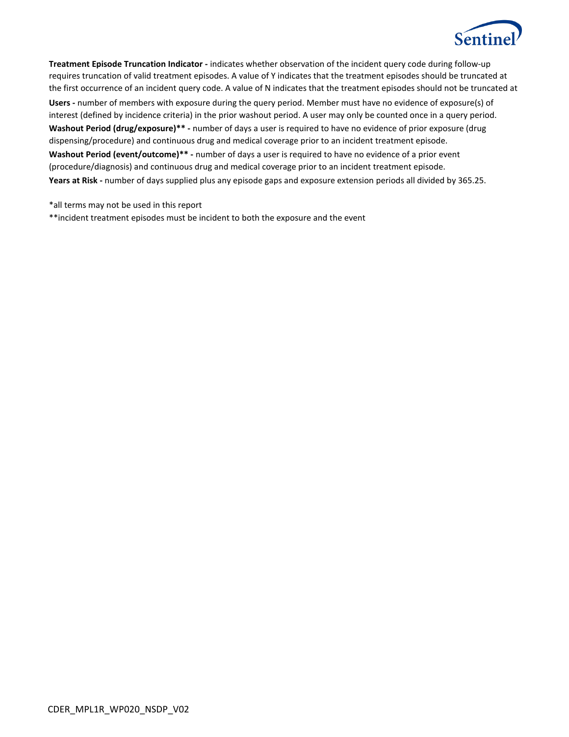**Treatment Episode Truncation Indicator -** indicates whether observation of the incident query code during follow-up requires truncation of valid treatment episodes. A value of Y indicates that the treatment episodes should be truncated at the first occurrence of an incident query code. A value of N indicates that the treatment episodes should not be truncated at

**Users -** number of members with exposure during the query period. Member must have no evidence of exposure(s) of interest (defined by incidence criteria) in the prior washout period. A user may only be counted once in a query period.

**Washout Period (drug/exposure)** -** number of days a user is required to have no evidence of prior exposure (drug dispensing/procedure) and continuous drug and medical coverage prior to an incident treatment episode.

**Washout Period (event/outcome)** -** number of days a user is required to have no evidence of a prior event (procedure/diagnosis) and continuous drug and medical coverage prior to an incident treatment episode.

**Years at Risk -** number of days supplied plus any episode gaps and exposure extension periods all divided by 365.25.

*all terms may not be used in this report

**incident treatment episodes must be incident to both the exposure and the event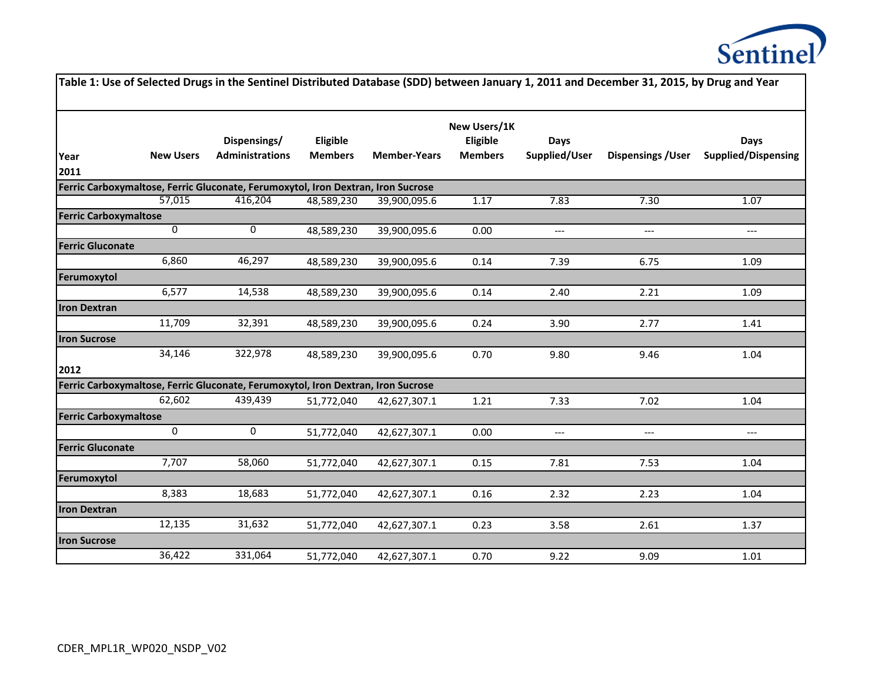| Table 1: Use of Selected Drugs in the Sentinel Distributed Database (SDD) between January 1, 2011 and December 31, 2015, by Drug and Year | | | | | | | | |
|---|---|---|---|---|---|---|---|---|
| Year | New Users | Dispensings/ Administrations | Eligible Members | Member-Years | New Users/1K Eligible Members | Days Supplied/User | Dispensings /User | Days Supplied/Dispensing |
| **2011** | | | | | | | | |
| **Ferric Carboxymaltose, Ferric Gluconate, Ferumoxytol, Iron Dextran, Iron Sucrose** | | | | | | | | |
| | 57,015 | 416,204 | 48,589,230 | 39,900,095.6 | 1.17 | 7.83 | 7.30 | 1.07 |
| **Ferric Carboxymaltose** | | | | | | | | |
| | 0 | 0 | 48,589,230 | 39,900,095.6 | 0.00 | --- | --- | --- |
| **Ferric Gluconate** | | | | | | | | |
| | 6,860 | 46,297 | 48,589,230 | 39,900,095.6 | 0.14 | 7.39 | 6.75 | 1.09 |
| **Ferumoxytol** | | | | | | | | |
| | 6,577 | 14,538 | 48,589,230 | 39,900,095.6 | 0.14 | 2.40 | 2.21 | 1.09 |
| **Iron Dextran** | | | | | | | | |
| | 11,709 | 32,391 | 48,589,230 | 39,900,095.6 | 0.24 | 3.90 | 2.77 | 1.41 |
| **Iron Sucrose** | | | | | | | | |
| | 34,146 | 322,978 | 48,589,230 | 39,900,095.6 | 0.70 | 9.80 | 9.46 | 1.04 |
| **2012** | | | | | | | | |
| **Ferric Carboxymaltose, Ferric Gluconate, Ferumoxytol, Iron Dextran, Iron Sucrose** | | | | | | | | |
| | 62,602 | 439,439 | 51,772,040 | 42,627,307.1 | 1.21 | 7.33 | 7.02 | 1.04 |
| **Ferric Carboxymaltose** | | | | | | | | |
| | 0 | 0 | 51,772,040 | 42,627,307.1 | 0.00 | --- | --- | --- |
| **Ferric Gluconate** | | | | | | | | |
| | 7,707 | 58,060 | 51,772,040 | 42,627,307.1 | 0.15 | 7.81 | 7.53 | 1.04 |
| **Ferumoxytol** | | | | | | | | |
| | 8,383 | 18,683 | 51,772,040 | 42,627,307.1 | 0.16 | 2.32 | 2.23 | 1.04 |
| **Iron Dextran** | | | | | | | | |
| | 12,135 | 31,632 | 51,772,040 | 42,627,307.1 | 0.23 | 3.58 | 2.61 | 1.37 |
| **Iron Sucrose** | | | | | | | | |
| | 36,422 | 331,064 | 51,772,040 | 42,627,307.1 | 0.70 | 9.22 | 9.09 | 1.01 |

CDER_MPL1R_WP020_NSDP_V02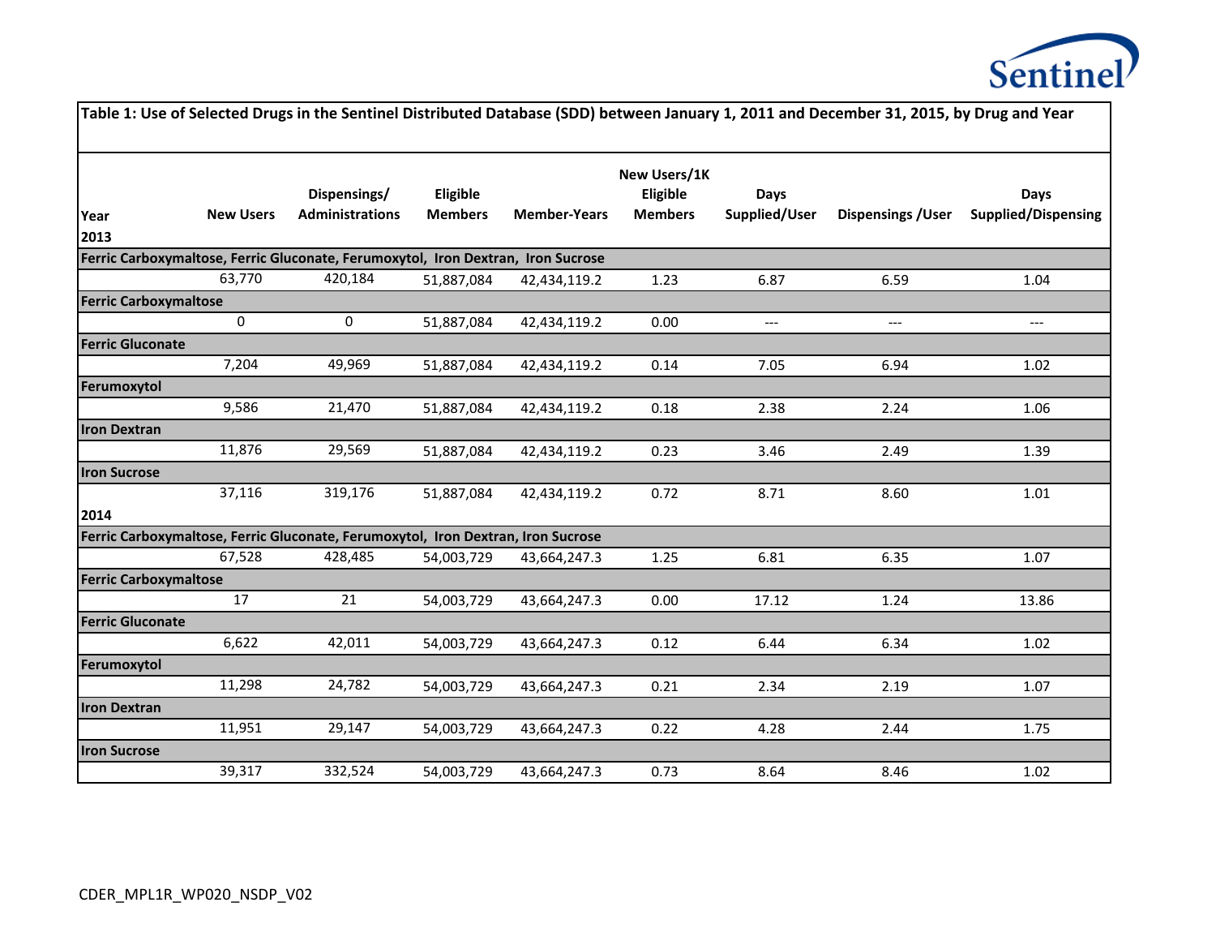| Table 1: Use of Selected Drugs in the Sentinel Distributed Database (SDD) between January 1, 2011 and December 31, 2015, by Drug and Year | | | | | | | | |
|---|---|---|---|---|---|---|---|---|
| Year | New Users | Dispensings/ Administrations | Eligible Members | Member-Years | New Users/1K Eligible Members | Days Supplied/User | Dispensings /User | Days Supplied/Dispensing |
| 2013 | | | | | | | | |
| Ferric Carboxymaltose, Ferric Gluconate, Ferumoxytol, Iron Dextran, Iron Sucrose | | | | | | | | |
| | 63,770 | 420,184 | 51,887,084 | 42,434,119.2 | 1.23 | 6.87 | 6.59 | 1.04 |
| Ferric Carboxymaltose | | | | | | | | |
| | 0 | 0 | 51,887,084 | 42,434,119.2 | 0.00 | --- | --- | --- |
| Ferric Gluconate | | | | | | | | |
| | 7,204 | 49,969 | 51,887,084 | 42,434,119.2 | 0.14 | 7.05 | 6.94 | 1.02 |
| Ferumoxytol | | | | | | | | |
| | 9,586 | 21,470 | 51,887,084 | 42,434,119.2 | 0.18 | 2.38 | 2.24 | 1.06 |
| Iron Dextran | | | | | | | | |
| | 11,876 | 29,569 | 51,887,084 | 42,434,119.2 | 0.23 | 3.46 | 2.49 | 1.39 |
| Iron Sucrose | | | | | | | | |
| | 37,116 | 319,176 | 51,887,084 | 42,434,119.2 | 0.72 | 8.71 | 8.60 | 1.01 |
| 2014 | | | | | | | | |
| Ferric Carboxymaltose, Ferric Gluconate, Ferumoxytol, Iron Dextran, Iron Sucrose | | | | | | | | |
| | 67,528 | 428,485 | 54,003,729 | 43,664,247.3 | 1.25 | 6.81 | 6.35 | 1.07 |
| Ferric Carboxymaltose | | | | | | | | |
| | 17 | 21 | 54,003,729 | 43,664,247.3 | 0.00 | 17.12 | 1.24 | 13.86 |
| Ferric Gluconate | | | | | | | | |
| | 6,622 | 42,011 | 54,003,729 | 43,664,247.3 | 0.12 | 6.44 | 6.34 | 1.02 |
| Ferumoxytol | | | | | | | | |
| | 11,298 | 24,782 | 54,003,729 | 43,664,247.3 | 0.21 | 2.34 | 2.19 | 1.07 |
| Iron Dextran | | | | | | | | |
| | 11,951 | 29,147 | 54,003,729 | 43,664,247.3 | 0.22 | 4.28 | 2.44 | 1.75 |
| Iron Sucrose | | | | | | | | |
| | 39,317 | 332,524 | 54,003,729 | 43,664,247.3 | 0.73 | 8.64 | 8.46 | 1.02 |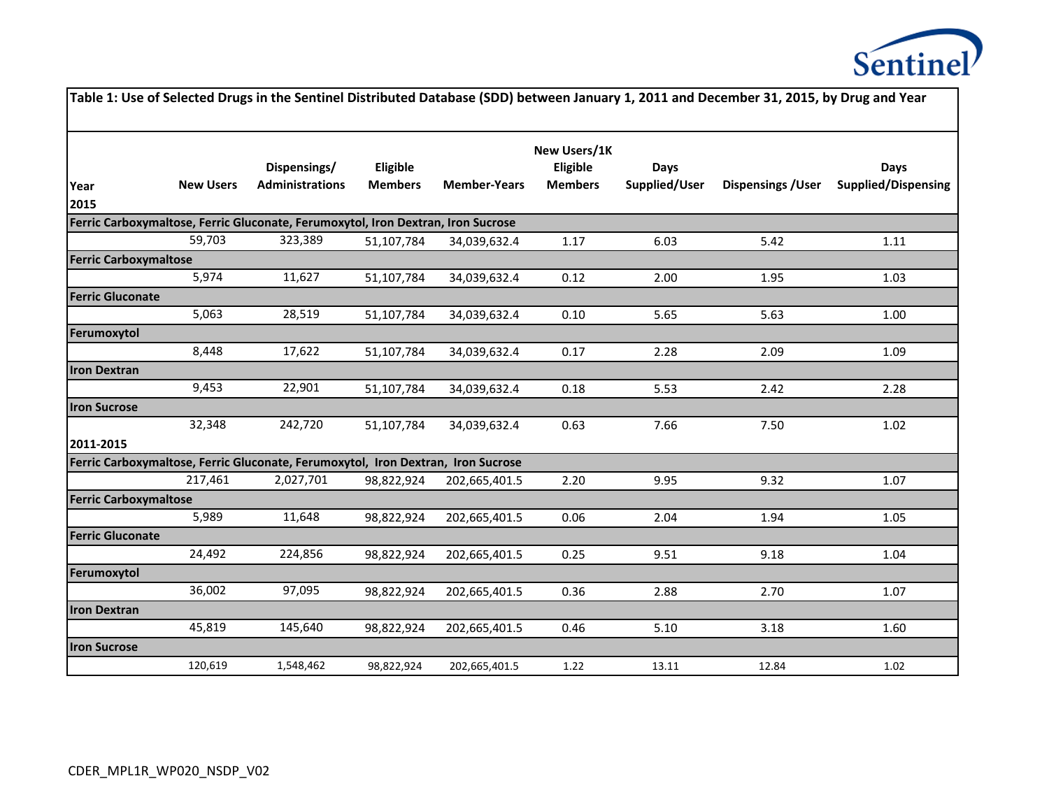| Table 1: Use of Selected Drugs in the Sentinel Distributed Database (SDD) between January 1, 2011 and December 31, 2015, by Drug and Year | | | | | | | | |
|---|---|---|---|---|---|---|---|---|
| Year | New Users | Dispensings/ Administrations | Eligible Members | Member-Years | New Users/1K Eligible Members | Days Supplied/User | Dispensings /User | Days Supplied/Dispensing |
| **2015** | | | | | | | | |
| **Ferric Carboxymaltose, Ferric Gluconate, Ferumoxytol, Iron Dextran, Iron Sucrose** | | | | | | | | |
| | 59,703 | 323,389 | 51,107,784 | 34,039,632.4 | 1.17 | 6.03 | 5.42 | 1.11 |
| **Ferric Carboxymaltose** | | | | | | | | |
| | 5,974 | 11,627 | 51,107,784 | 34,039,632.4 | 0.12 | 2.00 | 1.95 | 1.03 |
| **Ferric Gluconate** | | | | | | | | |
| | 5,063 | 28,519 | 51,107,784 | 34,039,632.4 | 0.10 | 5.65 | 5.63 | 1.00 |
| **Ferumoxytol** | | | | | | | | |
| | 8,448 | 17,622 | 51,107,784 | 34,039,632.4 | 0.17 | 2.28 | 2.09 | 1.09 |
| **Iron Dextran** | | | | | | | | |
| | 9,453 | 22,901 | 51,107,784 | 34,039,632.4 | 0.18 | 5.53 | 2.42 | 2.28 |
| **Iron Sucrose** | | | | | | | | |
| | 32,348 | 242,720 | 51,107,784 | 34,039,632.4 | 0.63 | 7.66 | 7.50 | 1.02 |
| **2011-2015** | | | | | | | | |
| **Ferric Carboxymaltose, Ferric Gluconate, Ferumoxytol, Iron Dextran, Iron Sucrose** | | | | | | | | |
| | 217,461 | 2,027,701 | 98,822,924 | 202,665,401.5 | 2.20 | 9.95 | 9.32 | 1.07 |
| **Ferric Carboxymaltose** | | | | | | | | |
| | 5,989 | 11,648 | 98,822,924 | 202,665,401.5 | 0.06 | 2.04 | 1.94 | 1.05 |
| **Ferric Gluconate** | | | | | | | | |
| | 24,492 | 224,856 | 98,822,924 | 202,665,401.5 | 0.25 | 9.51 | 9.18 | 1.04 |
| **Ferumoxytol** | | | | | | | | |
| | 36,002 | 97,095 | 98,822,924 | 202,665,401.5 | 0.36 | 2.88 | 2.70 | 1.07 |
| **Iron Dextran** | | | | | | | | |
| | 45,819 | 145,640 | 98,822,924 | 202,665,401.5 | 0.46 | 5.10 | 3.18 | 1.60 |
| **Iron Sucrose** | | | | | | | | |
| | 120,619 | 1,548,462 | 98,822,924 | 202,665,401.5 | 1.22 | 13.11 | 12.84 | 1.02 |

CDER_MPL1R_WP020_NSDP_V02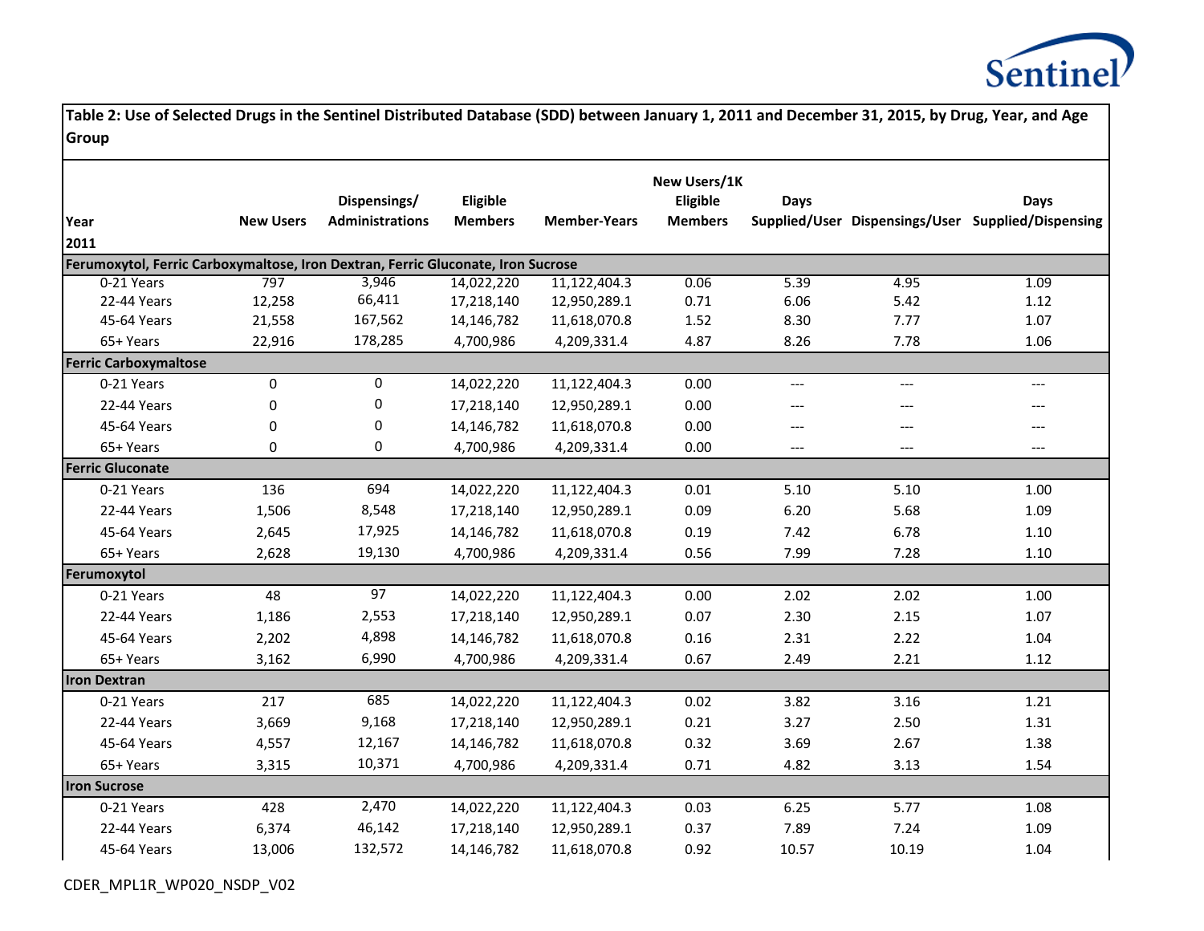**Table 2: Use of Selected Drugs in the Sentinel Distributed Database (SDD) between January 1, 2011 and December 31, 2015, by Drug, Year, and Age Group**

| Year | New Users | Dispensings/ Administrations | Eligible Members | Member-Years | New Users/1K Eligible Members | Days Supplied/User | Dispensings/User | Days Supplied/Dispensing |
|---|---|---|---|---|---|---|---|---|
| **2011** | | | | | | | | |
| **Ferumoxytol, Ferric Carboxymaltose, Iron Dextran, Ferric Gluconate, Iron Sucrose** | | | | | | | | |
| 0-21 Years | 797 | 3,946 | 14,022,220 | 11,122,404.3 | 0.06 | 5.39 | 4.95 | 1.09 |
| 22-44 Years | 12,258 | 66,411 | 17,218,140 | 12,950,289.1 | 0.71 | 6.06 | 5.42 | 1.12 |
| 45-64 Years | 21,558 | 167,562 | 14,146,782 | 11,618,070.8 | 1.52 | 8.30 | 7.77 | 1.07 |
| 65+ Years | 22,916 | 178,285 | 4,700,986 | 4,209,331.4 | 4.87 | 8.26 | 7.78 | 1.06 |
| **Ferric Carboxymaltose** | | | | | | | | |
| 0-21 Years | 0 | 0 | 14,022,220 | 11,122,404.3 | 0.00 | --- | --- | --- |
| 22-44 Years | 0 | 0 | 17,218,140 | 12,950,289.1 | 0.00 | --- | --- | --- |
| 45-64 Years | 0 | 0 | 14,146,782 | 11,618,070.8 | 0.00 | --- | --- | --- |
| 65+ Years | 0 | 0 | 4,700,986 | 4,209,331.4 | 0.00 | --- | --- | --- |
| **Ferric Gluconate** | | | | | | | | |
| 0-21 Years | 136 | 694 | 14,022,220 | 11,122,404.3 | 0.01 | 5.10 | 5.10 | 1.00 |
| 22-44 Years | 1,506 | 8,548 | 17,218,140 | 12,950,289.1 | 0.09 | 6.20 | 5.68 | 1.09 |
| 45-64 Years | 2,645 | 17,925 | 14,146,782 | 11,618,070.8 | 0.19 | 7.42 | 6.78 | 1.10 |
| 65+ Years | 2,628 | 19,130 | 4,700,986 | 4,209,331.4 | 0.56 | 7.99 | 7.28 | 1.10 |
| **Ferumoxytol** | | | | | | | | |
| 0-21 Years | 48 | 97 | 14,022,220 | 11,122,404.3 | 0.00 | 2.02 | 2.02 | 1.00 |
| 22-44 Years | 1,186 | 2,553 | 17,218,140 | 12,950,289.1 | 0.07 | 2.30 | 2.15 | 1.07 |
| 45-64 Years | 2,202 | 4,898 | 14,146,782 | 11,618,070.8 | 0.16 | 2.31 | 2.22 | 1.04 |
| 65+ Years | 3,162 | 6,990 | 4,700,986 | 4,209,331.4 | 0.67 | 2.49 | 2.21 | 1.12 |
| **Iron Dextran** | | | | | | | | |
| 0-21 Years | 217 | 685 | 14,022,220 | 11,122,404.3 | 0.02 | 3.82 | 3.16 | 1.21 |
| 22-44 Years | 3,669 | 9,168 | 17,218,140 | 12,950,289.1 | 0.21 | 3.27 | 2.50 | 1.31 |
| 45-64 Years | 4,557 | 12,167 | 14,146,782 | 11,618,070.8 | 0.32 | 3.69 | 2.67 | 1.38 |
| 65+ Years | 3,315 | 10,371 | 4,700,986 | 4,209,331.4 | 0.71 | 4.82 | 3.13 | 1.54 |
| **Iron Sucrose** | | | | | | | | |
| 0-21 Years | 428 | 2,470 | 14,022,220 | 11,122,404.3 | 0.03 | 6.25 | 5.77 | 1.08 |
| 22-44 Years | 6,374 | 46,142 | 17,218,140 | 12,950,289.1 | 0.37 | 7.89 | 7.24 | 1.09 |
| 45-64 Years | 13,006 | 132,572 | 14,146,782 | 11,618,070.8 | 0.92 | 10.57 | 10.19 | 1.04 |

CDER_MPL1R_WP020_NSDP_V02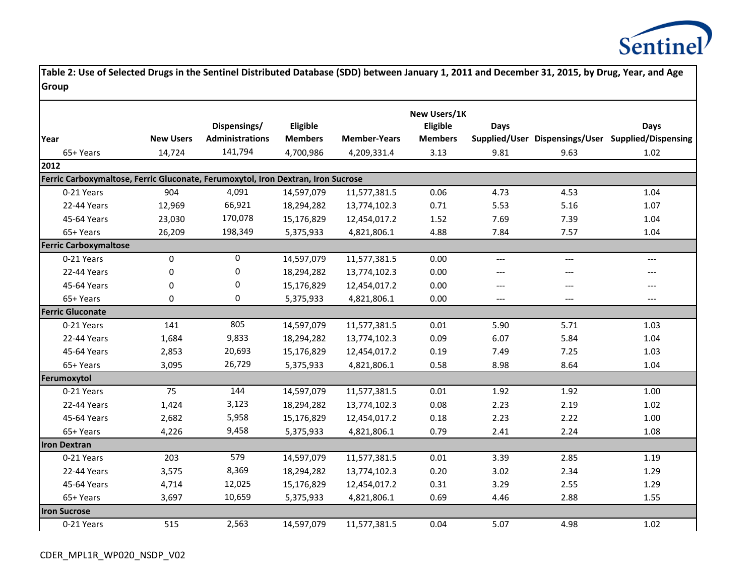**Table 2: Use of Selected Drugs in the Sentinel Distributed Database (SDD) between January 1, 2011 and December 31, 2015, by Drug, Year, and Age Group**

| Year | New Users | Dispensings/ Administrations | Eligible Members | Member-Years | New Users/1K Eligible Members | Days Supplied/User | Dispensings/User | Days Supplied/Dispensing |
|---|---|---|---|---|---|---|---|---|
| 65+ Years | 14,724 | 141,794 | 4,700,986 | 4,209,331.4 | 3.13 | 9.81 | 9.63 | 1.02 |
| **2012** | | | | | | | | |
| **Ferric Carboxymaltose, Ferric Gluconate, Ferumoxytol, Iron Dextran, Iron Sucrose** | | | | | | | | |
| 0-21 Years | 904 | 4,091 | 14,597,079 | 11,577,381.5 | 0.06 | 4.73 | 4.53 | 1.04 |
| 22-44 Years | 12,969 | 66,921 | 18,294,282 | 13,774,102.3 | 0.71 | 5.53 | 5.16 | 1.07 |
| 45-64 Years | 23,030 | 170,078 | 15,176,829 | 12,454,017.2 | 1.52 | 7.69 | 7.39 | 1.04 |
| 65+ Years | 26,209 | 198,349 | 5,375,933 | 4,821,806.1 | 4.88 | 7.84 | 7.57 | 1.04 |
| **Ferric Carboxymaltose** | | | | | | | | |
| 0-21 Years | 0 | 0 | 14,597,079 | 11,577,381.5 | 0.00 | --- | --- | --- |
| 22-44 Years | 0 | 0 | 18,294,282 | 13,774,102.3 | 0.00 | --- | --- | --- |
| 45-64 Years | 0 | 0 | 15,176,829 | 12,454,017.2 | 0.00 | --- | --- | --- |
| 65+ Years | 0 | 0 | 5,375,933 | 4,821,806.1 | 0.00 | --- | --- | --- |
| **Ferric Gluconate** | | | | | | | | |
| 0-21 Years | 141 | 805 | 14,597,079 | 11,577,381.5 | 0.01 | 5.90 | 5.71 | 1.03 |
| 22-44 Years | 1,684 | 9,833 | 18,294,282 | 13,774,102.3 | 0.09 | 6.07 | 5.84 | 1.04 |
| 45-64 Years | 2,853 | 20,693 | 15,176,829 | 12,454,017.2 | 0.19 | 7.49 | 7.25 | 1.03 |
| 65+ Years | 3,095 | 26,729 | 5,375,933 | 4,821,806.1 | 0.58 | 8.98 | 8.64 | 1.04 |
| **Ferumoxytol** | | | | | | | | |
| 0-21 Years | 75 | 144 | 14,597,079 | 11,577,381.5 | 0.01 | 1.92 | 1.92 | 1.00 |
| 22-44 Years | 1,424 | 3,123 | 18,294,282 | 13,774,102.3 | 0.08 | 2.23 | 2.19 | 1.02 |
| 45-64 Years | 2,682 | 5,958 | 15,176,829 | 12,454,017.2 | 0.18 | 2.23 | 2.22 | 1.00 |
| 65+ Years | 4,226 | 9,458 | 5,375,933 | 4,821,806.1 | 0.79 | 2.41 | 2.24 | 1.08 |
| **Iron Dextran** | | | | | | | | |
| 0-21 Years | 203 | 579 | 14,597,079 | 11,577,381.5 | 0.01 | 3.39 | 2.85 | 1.19 |
| 22-44 Years | 3,575 | 8,369 | 18,294,282 | 13,774,102.3 | 0.20 | 3.02 | 2.34 | 1.29 |
| 45-64 Years | 4,714 | 12,025 | 15,176,829 | 12,454,017.2 | 0.31 | 3.29 | 2.55 | 1.29 |
| 65+ Years | 3,697 | 10,659 | 5,375,933 | 4,821,806.1 | 0.69 | 4.46 | 2.88 | 1.55 |
| **Iron Sucrose** | | | | | | | | |
| 0-21 Years | 515 | 2,563 | 14,597,079 | 11,577,381.5 | 0.04 | 5.07 | 4.98 | 1.02 |

CDER_MPL1R_WP020_NSDP_V02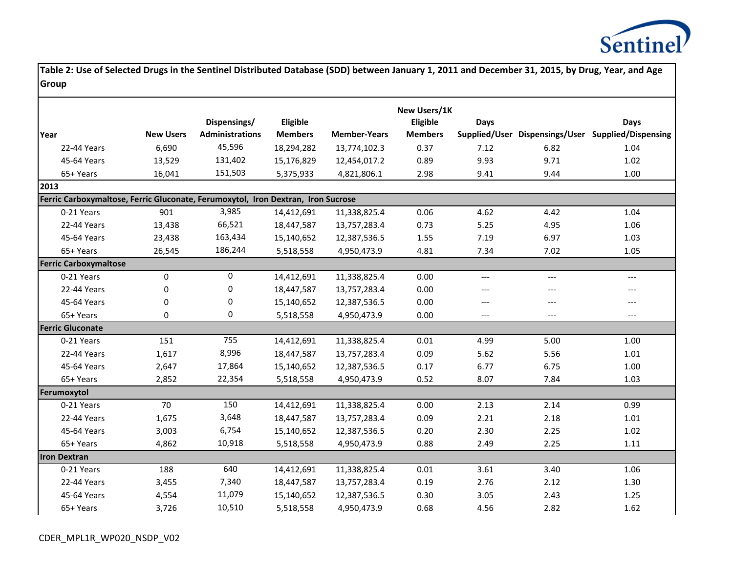| Table 2: Use of Selected Drugs in the Sentinel Distributed Database (SDD) between January 1, 2011 and December 31, 2015, by Drug, Year, and Age Group | | | | | | | | |
|---|---|---|---|---|---|---|---|---|
| **Year** | **New Users** | **Dispensings/ Administrations** | **Eligible Members** | **Member-Years** | **New Users/1K Eligible Members** | **Days Supplied/User** | **Dispensings/User** | **Days Supplied/Dispensing** |
| 22-44 Years | 6,690 | 45,596 | 18,294,282 | 13,774,102.3 | 0.37 | 7.12 | 6.82 | 1.04 |
| 45-64 Years | 13,529 | 131,402 | 15,176,829 | 12,454,017.2 | 0.89 | 9.93 | 9.71 | 1.02 |
| 65+ Years | 16,041 | 151,503 | 5,375,933 | 4,821,806.1 | 2.98 | 9.41 | 9.44 | 1.00 |
| **2013** | | | | | | | | |
| **Ferric Carboxymaltose, Ferric Gluconate, Ferumoxytol, Iron Dextran, Iron Sucrose** | | | | | | | | |
| 0-21 Years | 901 | 3,985 | 14,412,691 | 11,338,825.4 | 0.06 | 4.62 | 4.42 | 1.04 |
| 22-44 Years | 13,438 | 66,521 | 18,447,587 | 13,757,283.4 | 0.73 | 5.25 | 4.95 | 1.06 |
| 45-64 Years | 23,438 | 163,434 | 15,140,652 | 12,387,536.5 | 1.55 | 7.19 | 6.97 | 1.03 |
| 65+ Years | 26,545 | 186,244 | 5,518,558 | 4,950,473.9 | 4.81 | 7.34 | 7.02 | 1.05 |
| **Ferric Carboxymaltose** | | | | | | | | |
| 0-21 Years | 0 | 0 | 14,412,691 | 11,338,825.4 | 0.00 | --- | --- | --- |
| 22-44 Years | 0 | 0 | 18,447,587 | 13,757,283.4 | 0.00 | --- | --- | --- |
| 45-64 Years | 0 | 0 | 15,140,652 | 12,387,536.5 | 0.00 | --- | --- | --- |
| 65+ Years | 0 | 0 | 5,518,558 | 4,950,473.9 | 0.00 | --- | --- | --- |
| **Ferric Gluconate** | | | | | | | | |
| 0-21 Years | 151 | 755 | 14,412,691 | 11,338,825.4 | 0.01 | 4.99 | 5.00 | 1.00 |
| 22-44 Years | 1,617 | 8,996 | 18,447,587 | 13,757,283.4 | 0.09 | 5.62 | 5.56 | 1.01 |
| 45-64 Years | 2,647 | 17,864 | 15,140,652 | 12,387,536.5 | 0.17 | 6.77 | 6.75 | 1.00 |
| 65+ Years | 2,852 | 22,354 | 5,518,558 | 4,950,473.9 | 0.52 | 8.07 | 7.84 | 1.03 |
| **Ferumoxytol** | | | | | | | | |
| 0-21 Years | 70 | 150 | 14,412,691 | 11,338,825.4 | 0.00 | 2.13 | 2.14 | 0.99 |
| 22-44 Years | 1,675 | 3,648 | 18,447,587 | 13,757,283.4 | 0.09 | 2.21 | 2.18 | 1.01 |
| 45-64 Years | 3,003 | 6,754 | 15,140,652 | 12,387,536.5 | 0.20 | 2.30 | 2.25 | 1.02 |
| 65+ Years | 4,862 | 10,918 | 5,518,558 | 4,950,473.9 | 0.88 | 2.49 | 2.25 | 1.11 |
| **Iron Dextran** | | | | | | | | |
| 0-21 Years | 188 | 640 | 14,412,691 | 11,338,825.4 | 0.01 | 3.61 | 3.40 | 1.06 |
| 22-44 Years | 3,455 | 7,340 | 18,447,587 | 13,757,283.4 | 0.19 | 2.76 | 2.12 | 1.30 |
| 45-64 Years | 4,554 | 11,079 | 15,140,652 | 12,387,536.5 | 0.30 | 3.05 | 2.43 | 1.25 |
| 65+ Years | 3,726 | 10,510 | 5,518,558 | 4,950,473.9 | 0.68 | 4.56 | 2.82 | 1.62 |

CDER_MPL1R_WP020_NSDP_V02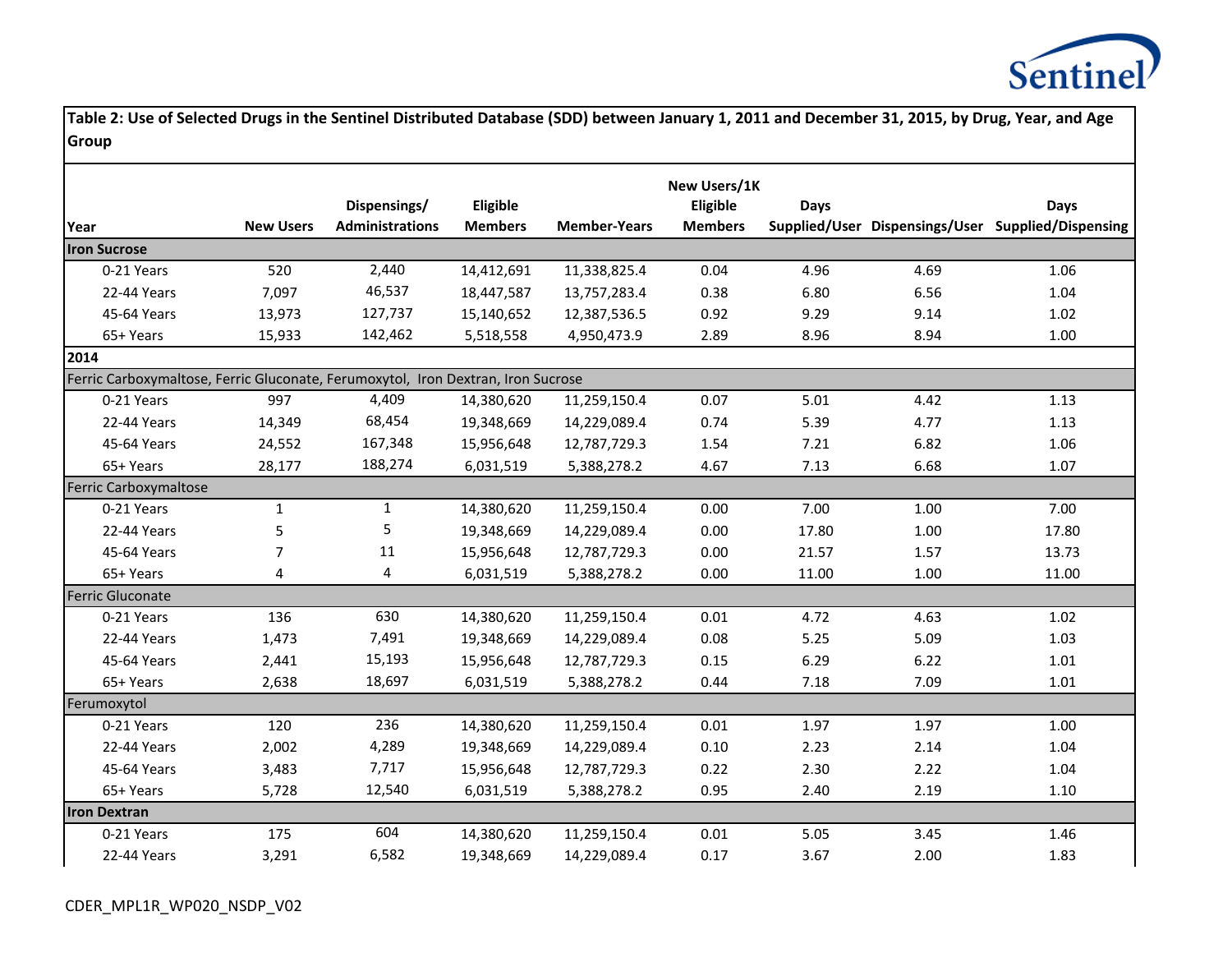Table 2: Use of Selected Drugs in the Sentinel Distributed Database (SDD) between January 1, 2011 and December 31, 2015, by Drug, Year, and Age Group

| Year | New Users | Dispensings/ Administrations | Eligible Members | Member-Years | New Users/1K Eligible Members | Days Supplied/User | Dispensings/User | Days Supplied/Dispensing |
|---|---|---|---|---|---|---|---|---|
| **Iron Sucrose** | | | | | | | | |
| 0-21 Years | 520 | 2,440 | 14,412,691 | 11,338,825.4 | 0.04 | 4.96 | 4.69 | 1.06 |
| 22-44 Years | 7,097 | 46,537 | 18,447,587 | 13,757,283.4 | 0.38 | 6.80 | 6.56 | 1.04 |
| 45-64 Years | 13,973 | 127,737 | 15,140,652 | 12,387,536.5 | 0.92 | 9.29 | 9.14 | 1.02 |
| 65+ Years | 15,933 | 142,462 | 5,518,558 | 4,950,473.9 | 2.89 | 8.96 | 8.94 | 1.00 |
| **2014** | | | | | | | | |
| Ferric Carboxymaltose, Ferric Gluconate, Ferumoxytol, Iron Dextran, Iron Sucrose | | | | | | | | |
| 0-21 Years | 997 | 4,409 | 14,380,620 | 11,259,150.4 | 0.07 | 5.01 | 4.42 | 1.13 |
| 22-44 Years | 14,349 | 68,454 | 19,348,669 | 14,229,089.4 | 0.74 | 5.39 | 4.77 | 1.13 |
| 45-64 Years | 24,552 | 167,348 | 15,956,648 | 12,787,729.3 | 1.54 | 7.21 | 6.82 | 1.06 |
| 65+ Years | 28,177 | 188,274 | 6,031,519 | 5,388,278.2 | 4.67 | 7.13 | 6.68 | 1.07 |
| Ferric Carboxymaltose | | | | | | | | |
| 0-21 Years | 1 | 1 | 14,380,620 | 11,259,150.4 | 0.00 | 7.00 | 1.00 | 7.00 |
| 22-44 Years | 5 | 5 | 19,348,669 | 14,229,089.4 | 0.00 | 17.80 | 1.00 | 17.80 |
| 45-64 Years | 7 | 11 | 15,956,648 | 12,787,729.3 | 0.00 | 21.57 | 1.57 | 13.73 |
| 65+ Years | 4 | 4 | 6,031,519 | 5,388,278.2 | 0.00 | 11.00 | 1.00 | 11.00 |
| Ferric Gluconate | | | | | | | | |
| 0-21 Years | 136 | 630 | 14,380,620 | 11,259,150.4 | 0.01 | 4.72 | 4.63 | 1.02 |
| 22-44 Years | 1,473 | 7,491 | 19,348,669 | 14,229,089.4 | 0.08 | 5.25 | 5.09 | 1.03 |
| 45-64 Years | 2,441 | 15,193 | 15,956,648 | 12,787,729.3 | 0.15 | 6.29 | 6.22 | 1.01 |
| 65+ Years | 2,638 | 18,697 | 6,031,519 | 5,388,278.2 | 0.44 | 7.18 | 7.09 | 1.01 |
| Ferumoxytol | | | | | | | | |
| 0-21 Years | 120 | 236 | 14,380,620 | 11,259,150.4 | 0.01 | 1.97 | 1.97 | 1.00 |
| 22-44 Years | 2,002 | 4,289 | 19,348,669 | 14,229,089.4 | 0.10 | 2.23 | 2.14 | 1.04 |
| 45-64 Years | 3,483 | 7,717 | 15,956,648 | 12,787,729.3 | 0.22 | 2.30 | 2.22 | 1.04 |
| 65+ Years | 5,728 | 12,540 | 6,031,519 | 5,388,278.2 | 0.95 | 2.40 | 2.19 | 1.10 |
| **Iron Dextran** | | | | | | | | |
| 0-21 Years | 175 | 604 | 14,380,620 | 11,259,150.4 | 0.01 | 5.05 | 3.45 | 1.46 |
| 22-44 Years | 3,291 | 6,582 | 19,348,669 | 14,229,089.4 | 0.17 | 3.67 | 2.00 | 1.83 |

CDER_MPL1R_WP020_NSDP_V02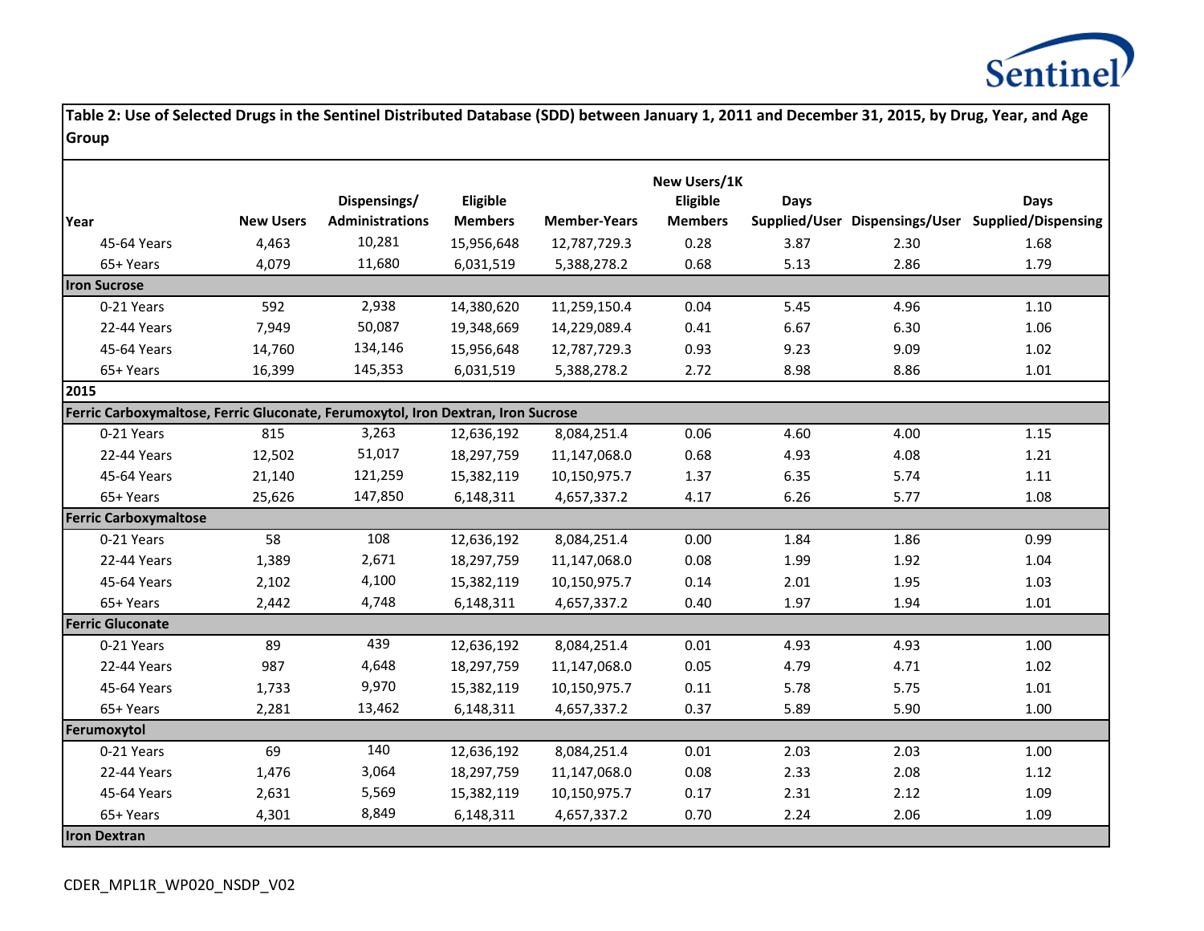**Table 2: Use of Selected Drugs in the Sentinel Distributed Database (SDD) between January 1, 2011 and December 31, 2015, by Drug, Year, and Age Group**

| Year | New Users | Dispensings/ Administrations | Eligible Members | Member-Years | New Users/1K Eligible Members | Days Supplied/User | Dispensings/User | Days Supplied/Dispensing |
|---|---|---|---|---|---|---|---|---|
| 45-64 Years | 4,463 | 10,281 | 15,956,648 | 12,787,729.3 | 0.28 | 3.87 | 2.30 | 1.68 |
| 65+ Years | 4,079 | 11,680 | 6,031,519 | 5,388,278.2 | 0.68 | 5.13 | 2.86 | 1.79 |
| **Iron Sucrose** | | | | | | | | |
| 0-21 Years | 592 | 2,938 | 14,380,620 | 11,259,150.4 | 0.04 | 5.45 | 4.96 | 1.10 |
| 22-44 Years | 7,949 | 50,087 | 19,348,669 | 14,229,089.4 | 0.41 | 6.67 | 6.30 | 1.06 |
| 45-64 Years | 14,760 | 134,146 | 15,956,648 | 12,787,729.3 | 0.93 | 9.23 | 9.09 | 1.02 |
| 65+ Years | 16,399 | 145,353 | 6,031,519 | 5,388,278.2 | 2.72 | 8.98 | 8.86 | 1.01 |
| **2015** | | | | | | | | |
| **Ferric Carboxymaltose, Ferric Gluconate, Ferumoxytol, Iron Dextran, Iron Sucrose** | | | | | | | | |
| 0-21 Years | 815 | 3,263 | 12,636,192 | 8,084,251.4 | 0.06 | 4.60 | 4.00 | 1.15 |
| 22-44 Years | 12,502 | 51,017 | 18,297,759 | 11,147,068.0 | 0.68 | 4.93 | 4.08 | 1.21 |
| 45-64 Years | 21,140 | 121,259 | 15,382,119 | 10,150,975.7 | 1.37 | 6.35 | 5.74 | 1.11 |
| 65+ Years | 25,626 | 147,850 | 6,148,311 | 4,657,337.2 | 4.17 | 6.26 | 5.77 | 1.08 |
| **Ferric Carboxymaltose** | | | | | | | | |
| 0-21 Years | 58 | 108 | 12,636,192 | 8,084,251.4 | 0.00 | 1.84 | 1.86 | 0.99 |
| 22-44 Years | 1,389 | 2,671 | 18,297,759 | 11,147,068.0 | 0.08 | 1.99 | 1.92 | 1.04 |
| 45-64 Years | 2,102 | 4,100 | 15,382,119 | 10,150,975.7 | 0.14 | 2.01 | 1.95 | 1.03 |
| 65+ Years | 2,442 | 4,748 | 6,148,311 | 4,657,337.2 | 0.40 | 1.97 | 1.94 | 1.01 |
| **Ferric Gluconate** | | | | | | | | |
| 0-21 Years | 89 | 439 | 12,636,192 | 8,084,251.4 | 0.01 | 4.93 | 4.93 | 1.00 |
| 22-44 Years | 987 | 4,648 | 18,297,759 | 11,147,068.0 | 0.05 | 4.79 | 4.71 | 1.02 |
| 45-64 Years | 1,733 | 9,970 | 15,382,119 | 10,150,975.7 | 0.11 | 5.78 | 5.75 | 1.01 |
| 65+ Years | 2,281 | 13,462 | 6,148,311 | 4,657,337.2 | 0.37 | 5.89 | 5.90 | 1.00 |
| **Ferumoxytol** | | | | | | | | |
| 0-21 Years | 69 | 140 | 12,636,192 | 8,084,251.4 | 0.01 | 2.03 | 2.03 | 1.00 |
| 22-44 Years | 1,476 | 3,064 | 18,297,759 | 11,147,068.0 | 0.08 | 2.33 | 2.08 | 1.12 |
| 45-64 Years | 2,631 | 5,569 | 15,382,119 | 10,150,975.7 | 0.17 | 2.31 | 2.12 | 1.09 |
| 65+ Years | 4,301 | 8,849 | 6,148,311 | 4,657,337.2 | 0.70 | 2.24 | 2.06 | 1.09 |
| **Iron Dextran** | | | | | | | | |

CDER_MPL1R_WP020_NSDP_V02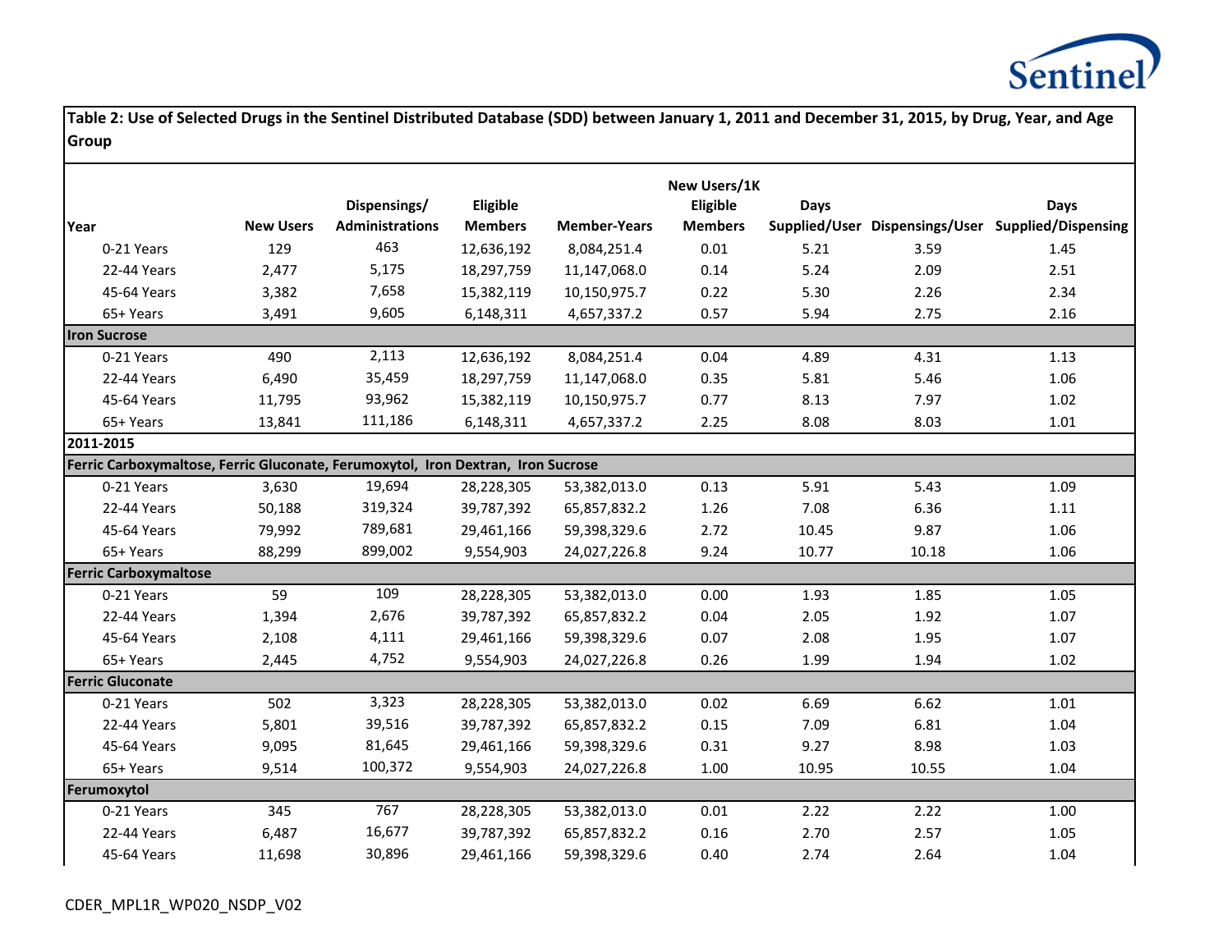**Table 2: Use of Selected Drugs in the Sentinel Distributed Database (SDD) between January 1, 2011 and December 31, 2015, by Drug, Year, and Age Group**

| Year | New Users | Dispensings/ Administrations | Eligible Members | Member-Years | New Users/1K Eligible Members | Days Supplied/User | Dispensings/User | Days Supplied/Dispensing |
|---|---|---|---|---|---|---|---|---|
| 0-21 Years | 129 | 463 | 12,636,192 | 8,084,251.4 | 0.01 | 5.21 | 3.59 | 1.45 |
| 22-44 Years | 2,477 | 5,175 | 18,297,759 | 11,147,068.0 | 0.14 | 5.24 | 2.09 | 2.51 |
| 45-64 Years | 3,382 | 7,658 | 15,382,119 | 10,150,975.7 | 0.22 | 5.30 | 2.26 | 2.34 |
| 65+ Years | 3,491 | 9,605 | 6,148,311 | 4,657,337.2 | 0.57 | 5.94 | 2.75 | 2.16 |
| **Iron Sucrose** | | | | | | | | |
| 0-21 Years | 490 | 2,113 | 12,636,192 | 8,084,251.4 | 0.04 | 4.89 | 4.31 | 1.13 |
| 22-44 Years | 6,490 | 35,459 | 18,297,759 | 11,147,068.0 | 0.35 | 5.81 | 5.46 | 1.06 |
| 45-64 Years | 11,795 | 93,962 | 15,382,119 | 10,150,975.7 | 0.77 | 8.13 | 7.97 | 1.02 |
| 65+ Years | 13,841 | 111,186 | 6,148,311 | 4,657,337.2 | 2.25 | 8.08 | 8.03 | 1.01 |
| **2011-2015** | | | | | | | | |
| **Ferric Carboxymaltose, Ferric Gluconate, Ferumoxytol, Iron Dextran, Iron Sucrose** | | | | | | | | |
| 0-21 Years | 3,630 | 19,694 | 28,228,305 | 53,382,013.0 | 0.13 | 5.91 | 5.43 | 1.09 |
| 22-44 Years | 50,188 | 319,324 | 39,787,392 | 65,857,832.2 | 1.26 | 7.08 | 6.36 | 1.11 |
| 45-64 Years | 79,992 | 789,681 | 29,461,166 | 59,398,329.6 | 2.72 | 10.45 | 9.87 | 1.06 |
| 65+ Years | 88,299 | 899,002 | 9,554,903 | 24,027,226.8 | 9.24 | 10.77 | 10.18 | 1.06 |
| **Ferric Carboxymaltose** | | | | | | | | |
| 0-21 Years | 59 | 109 | 28,228,305 | 53,382,013.0 | 0.00 | 1.93 | 1.85 | 1.05 |
| 22-44 Years | 1,394 | 2,676 | 39,787,392 | 65,857,832.2 | 0.04 | 2.05 | 1.92 | 1.07 |
| 45-64 Years | 2,108 | 4,111 | 29,461,166 | 59,398,329.6 | 0.07 | 2.08 | 1.95 | 1.07 |
| 65+ Years | 2,445 | 4,752 | 9,554,903 | 24,027,226.8 | 0.26 | 1.99 | 1.94 | 1.02 |
| **Ferric Gluconate** | | | | | | | | |
| 0-21 Years | 502 | 3,323 | 28,228,305 | 53,382,013.0 | 0.02 | 6.69 | 6.62 | 1.01 |
| 22-44 Years | 5,801 | 39,516 | 39,787,392 | 65,857,832.2 | 0.15 | 7.09 | 6.81 | 1.04 |
| 45-64 Years | 9,095 | 81,645 | 29,461,166 | 59,398,329.6 | 0.31 | 9.27 | 8.98 | 1.03 |
| 65+ Years | 9,514 | 100,372 | 9,554,903 | 24,027,226.8 | 1.00 | 10.95 | 10.55 | 1.04 |
| **Ferumoxytol** | | | | | | | | |
| 0-21 Years | 345 | 767 | 28,228,305 | 53,382,013.0 | 0.01 | 2.22 | 2.22 | 1.00 |
| 22-44 Years | 6,487 | 16,677 | 39,787,392 | 65,857,832.2 | 0.16 | 2.70 | 2.57 | 1.05 |
| 45-64 Years | 11,698 | 30,896 | 29,461,166 | 59,398,329.6 | 0.40 | 2.74 | 2.64 | 1.04 |

CDER_MPL1R_WP020_NSDP_V02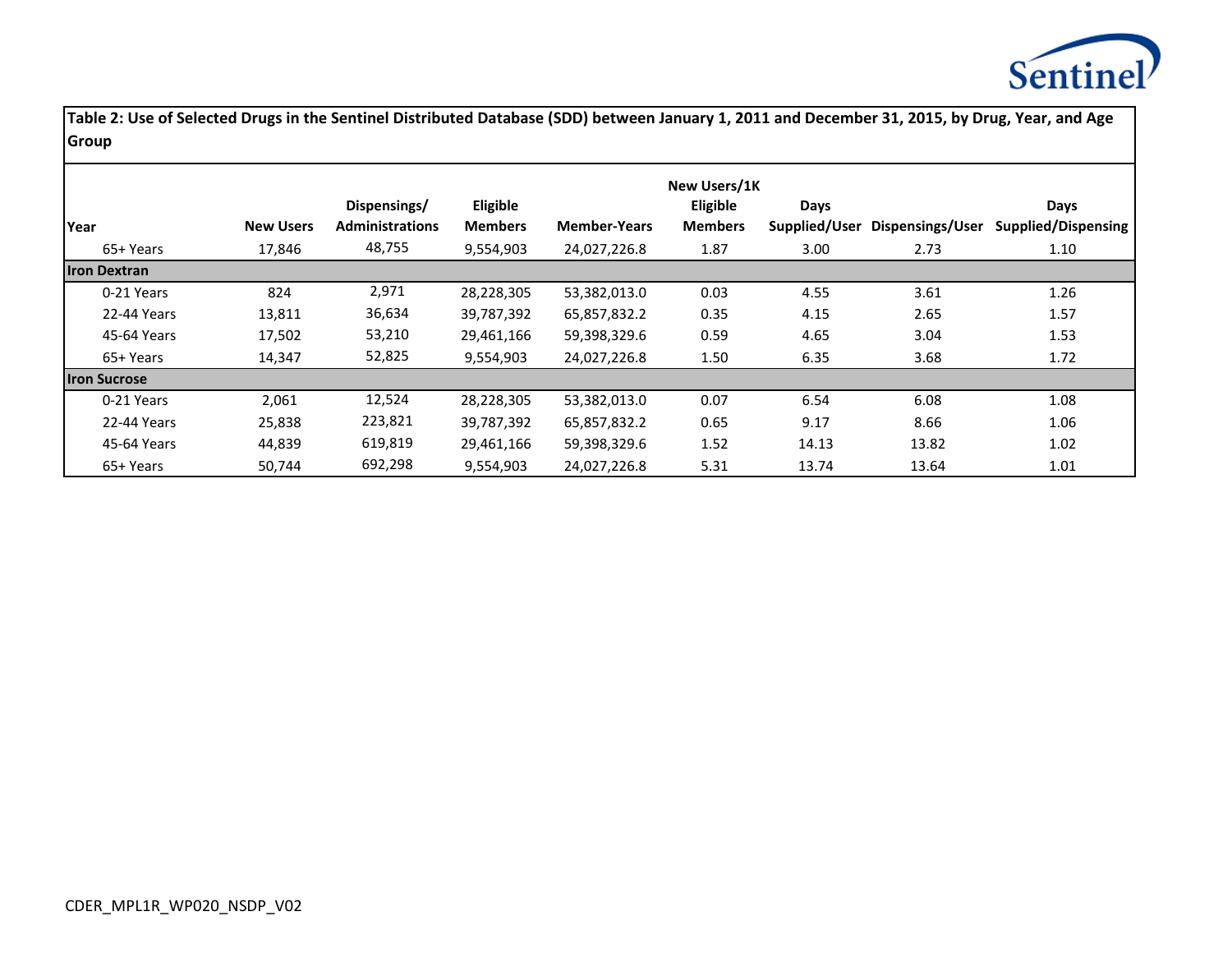**Table 2: Use of Selected Drugs in the Sentinel Distributed Database (SDD) between January 1, 2011 and December 31, 2015, by Drug, Year, and Age Group**

| Year | New Users | Dispensings/ Administrations | Eligible Members | Member-Years | New Users/1K Eligible Members | Days Supplied/User | Dispensings/User | Days Supplied/Dispensing |
|---|---|---|---|---|---|---|---|---|
| 65+ Years | 17,846 | 48,755 | 9,554,903 | 24,027,226.8 | 1.87 | 3.00 | 2.73 | 1.10 |
| **Iron Dextran** | | | | | | | | |
| 0-21 Years | 824 | 2,971 | 28,228,305 | 53,382,013.0 | 0.03 | 4.55 | 3.61 | 1.26 |
| 22-44 Years | 13,811 | 36,634 | 39,787,392 | 65,857,832.2 | 0.35 | 4.15 | 2.65 | 1.57 |
| 45-64 Years | 17,502 | 53,210 | 29,461,166 | 59,398,329.6 | 0.59 | 4.65 | 3.04 | 1.53 |
| 65+ Years | 14,347 | 52,825 | 9,554,903 | 24,027,226.8 | 1.50 | 6.35 | 3.68 | 1.72 |
| **Iron Sucrose** | | | | | | | | |
| 0-21 Years | 2,061 | 12,524 | 28,228,305 | 53,382,013.0 | 0.07 | 6.54 | 6.08 | 1.08 |
| 22-44 Years | 25,838 | 223,821 | 39,787,392 | 65,857,832.2 | 0.65 | 9.17 | 8.66 | 1.06 |
| 45-64 Years | 44,839 | 619,819 | 29,461,166 | 59,398,329.6 | 1.52 | 14.13 | 13.82 | 1.02 |
| 65+ Years | 50,744 | 692,298 | 9,554,903 | 24,027,226.8 | 5.31 | 13.74 | 13.64 | 1.01 |

CDER_MPL1R_WP020_NSDP_V02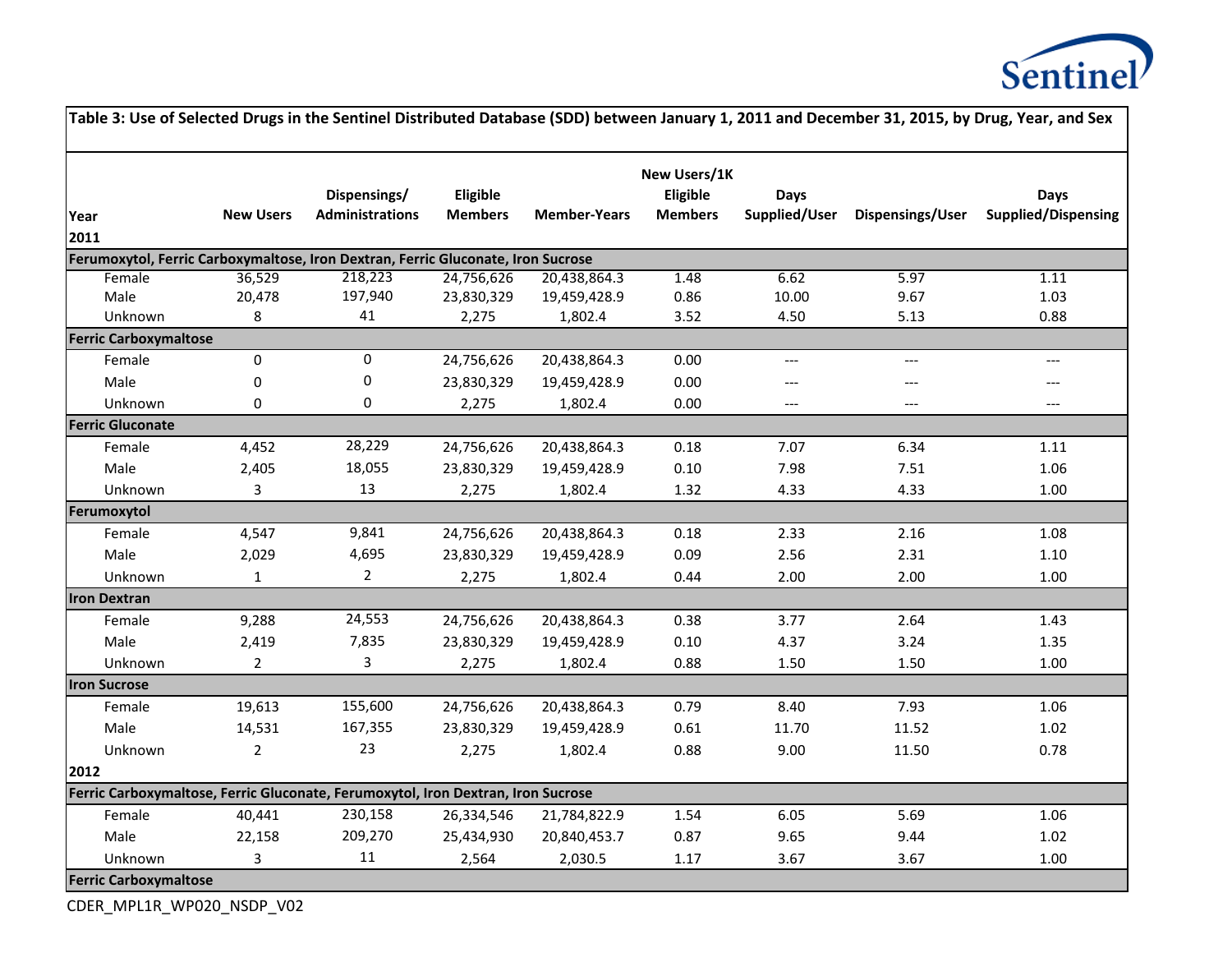**Table 3: Use of Selected Drugs in the Sentinel Distributed Database (SDD) between January 1, 2011 and December 31, 2015, by Drug, Year, and Sex**

| Year | New Users | Dispensings/ Administrations | Eligible Members | Member-Years | New Users/1K Eligible Members | Days Supplied/User | Dispensings/User | Days Supplied/Dispensing |
|---|---|---|---|---|---|---|---|---|
| **2011** | | | | | | | | |
| **Ferumoxytol, Ferric Carboxymaltose, Iron Dextran, Ferric Gluconate, Iron Sucrose** | | | | | | | | |
| Female | 36,529 | 218,223 | 24,756,626 | 20,438,864.3 | 1.48 | 6.62 | 5.97 | 1.11 |
| Male | 20,478 | 197,940 | 23,830,329 | 19,459,428.9 | 0.86 | 10.00 | 9.67 | 1.03 |
| Unknown | 8 | 41 | 2,275 | 1,802.4 | 3.52 | 4.50 | 5.13 | 0.88 |
| **Ferric Carboxymaltose** | | | | | | | | |
| Female | 0 | 0 | 24,756,626 | 20,438,864.3 | 0.00 | --- | --- | --- |
| Male | 0 | 0 | 23,830,329 | 19,459,428.9 | 0.00 | --- | --- | --- |
| Unknown | 0 | 0 | 2,275 | 1,802.4 | 0.00 | --- | --- | --- |
| **Ferric Gluconate** | | | | | | | | |
| Female | 4,452 | 28,229 | 24,756,626 | 20,438,864.3 | 0.18 | 7.07 | 6.34 | 1.11 |
| Male | 2,405 | 18,055 | 23,830,329 | 19,459,428.9 | 0.10 | 7.98 | 7.51 | 1.06 |
| Unknown | 3 | 13 | 2,275 | 1,802.4 | 1.32 | 4.33 | 4.33 | 1.00 |
| **Ferumoxytol** | | | | | | | | |
| Female | 4,547 | 9,841 | 24,756,626 | 20,438,864.3 | 0.18 | 2.33 | 2.16 | 1.08 |
| Male | 2,029 | 4,695 | 23,830,329 | 19,459,428.9 | 0.09 | 2.56 | 2.31 | 1.10 |
| Unknown | 1 | 2 | 2,275 | 1,802.4 | 0.44 | 2.00 | 2.00 | 1.00 |
| **Iron Dextran** | | | | | | | | |
| Female | 9,288 | 24,553 | 24,756,626 | 20,438,864.3 | 0.38 | 3.77 | 2.64 | 1.43 |
| Male | 2,419 | 7,835 | 23,830,329 | 19,459,428.9 | 0.10 | 4.37 | 3.24 | 1.35 |
| Unknown | 2 | 3 | 2,275 | 1,802.4 | 0.88 | 1.50 | 1.50 | 1.00 |
| **Iron Sucrose** | | | | | | | | |
| Female | 19,613 | 155,600 | 24,756,626 | 20,438,864.3 | 0.79 | 8.40 | 7.93 | 1.06 |
| Male | 14,531 | 167,355 | 23,830,329 | 19,459,428.9 | 0.61 | 11.70 | 11.52 | 1.02 |
| Unknown | 2 | 23 | 2,275 | 1,802.4 | 0.88 | 9.00 | 11.50 | 0.78 |
| **2012** | | | | | | | | |
| **Ferric Carboxymaltose, Ferric Gluconate, Ferumoxytol, Iron Dextran, Iron Sucrose** | | | | | | | | |
| Female | 40,441 | 230,158 | 26,334,546 | 21,784,822.9 | 1.54 | 6.05 | 5.69 | 1.06 |
| Male | 22,158 | 209,270 | 25,434,930 | 20,840,453.7 | 0.87 | 9.65 | 9.44 | 1.02 |
| Unknown | 3 | 11 | 2,564 | 2,030.5 | 1.17 | 3.67 | 3.67 | 1.00 |
| **Ferric Carboxymaltose** | | | | | | | | |

CDER_MPL1R_WP020_NSDP_V02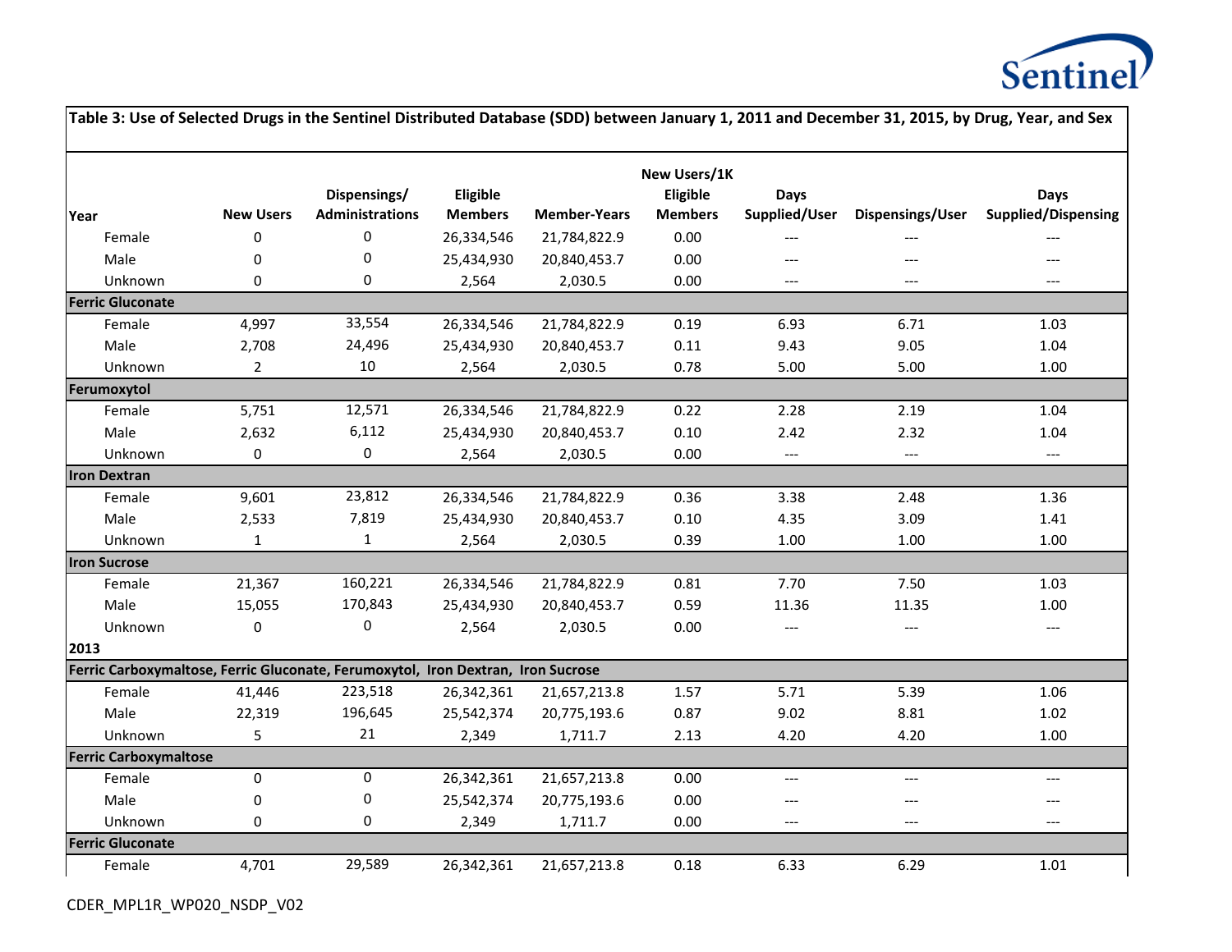| Table 3: Use of Selected Drugs in the Sentinel Distributed Database (SDD) between January 1, 2011 and December 31, 2015, by Drug, Year, and Sex | | | | | | | | |
|---|---|---|---|---|---|---|---|---|
| **Year** | **New Users** | **Dispensings/ Administrations** | **Eligible Members** | **Member-Years** | **New Users/1K Eligible Members** | **Days Supplied/User** | **Dispensings/User** | **Days Supplied/Dispensing** |
| Female | 0 | 0 | 26,334,546 | 21,784,822.9 | 0.00 | --- | --- | --- |
| Male | 0 | 0 | 25,434,930 | 20,840,453.7 | 0.00 | --- | --- | --- |
| Unknown | 0 | 0 | 2,564 | 2,030.5 | 0.00 | --- | --- | --- |
| **Ferric Gluconate** | | | | | | | | |
| Female | 4,997 | 33,554 | 26,334,546 | 21,784,822.9 | 0.19 | 6.93 | 6.71 | 1.03 |
| Male | 2,708 | 24,496 | 25,434,930 | 20,840,453.7 | 0.11 | 9.43 | 9.05 | 1.04 |
| Unknown | 2 | 10 | 2,564 | 2,030.5 | 0.78 | 5.00 | 5.00 | 1.00 |
| **Ferumoxytol** | | | | | | | | |
| Female | 5,751 | 12,571 | 26,334,546 | 21,784,822.9 | 0.22 | 2.28 | 2.19 | 1.04 |
| Male | 2,632 | 6,112 | 25,434,930 | 20,840,453.7 | 0.10 | 2.42 | 2.32 | 1.04 |
| Unknown | 0 | 0 | 2,564 | 2,030.5 | 0.00 | --- | --- | --- |
| **Iron Dextran** | | | | | | | | |
| Female | 9,601 | 23,812 | 26,334,546 | 21,784,822.9 | 0.36 | 3.38 | 2.48 | 1.36 |
| Male | 2,533 | 7,819 | 25,434,930 | 20,840,453.7 | 0.10 | 4.35 | 3.09 | 1.41 |
| Unknown | 1 | 1 | 2,564 | 2,030.5 | 0.39 | 1.00 | 1.00 | 1.00 |
| **Iron Sucrose** | | | | | | | | |
| Female | 21,367 | 160,221 | 26,334,546 | 21,784,822.9 | 0.81 | 7.70 | 7.50 | 1.03 |
| Male | 15,055 | 170,843 | 25,434,930 | 20,840,453.7 | 0.59 | 11.36 | 11.35 | 1.00 |
| Unknown | 0 | 0 | 2,564 | 2,030.5 | 0.00 | --- | --- | --- |
| **2013** | | | | | | | | |
| **Ferric Carboxymaltose, Ferric Gluconate, Ferumoxytol, Iron Dextran, Iron Sucrose** | | | | | | | | |
| Female | 41,446 | 223,518 | 26,342,361 | 21,657,213.8 | 1.57 | 5.71 | 5.39 | 1.06 |
| Male | 22,319 | 196,645 | 25,542,374 | 20,775,193.6 | 0.87 | 9.02 | 8.81 | 1.02 |
| Unknown | 5 | 21 | 2,349 | 1,711.7 | 2.13 | 4.20 | 4.20 | 1.00 |
| **Ferric Carboxymaltose** | | | | | | | | |
| Female | 0 | 0 | 26,342,361 | 21,657,213.8 | 0.00 | --- | --- | --- |
| Male | 0 | 0 | 25,542,374 | 20,775,193.6 | 0.00 | --- | --- | --- |
| Unknown | 0 | 0 | 2,349 | 1,711.7 | 0.00 | --- | --- | --- |
| **Ferric Gluconate** | | | | | | | | |
| Female | 4,701 | 29,589 | 26,342,361 | 21,657,213.8 | 0.18 | 6.33 | 6.29 | 1.01 |

CDER_MPL1R_WP020_NSDP_V02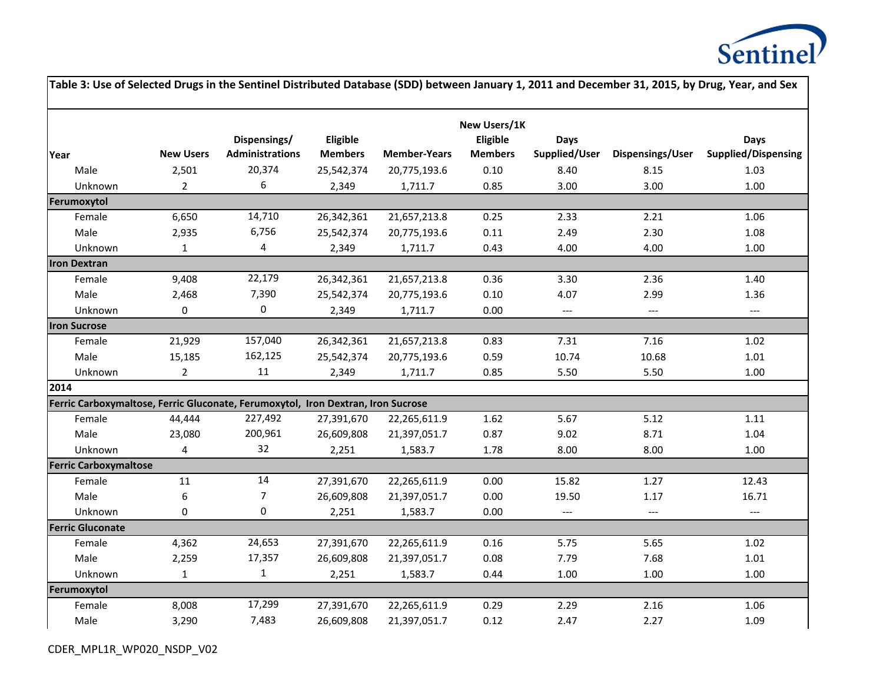## Table 3: Use of Selected Drugs in the Sentinel Distributed Database (SDD) between January 1, 2011 and December 31, 2015, by Drug, Year, and Sex

| Year | New Users | Dispensings/ Administrations | Eligible Members | Member-Years | New Users/1K Eligible Members | Days Supplied/User | Dispensings/User | Days Supplied/Dispensing |
|---|---|---|---|---|---|---|---|---|
| Male | 2,501 | 20,374 | 25,542,374 | 20,775,193.6 | 0.10 | 8.40 | 8.15 | 1.03 |
| Unknown | 2 | 6 | 2,349 | 1,711.7 | 0.85 | 3.00 | 3.00 | 1.00 |
| **Ferumoxytol** | | | | | | | | |
| Female | 6,650 | 14,710 | 26,342,361 | 21,657,213.8 | 0.25 | 2.33 | 2.21 | 1.06 |
| Male | 2,935 | 6,756 | 25,542,374 | 20,775,193.6 | 0.11 | 2.49 | 2.30 | 1.08 |
| Unknown | 1 | 4 | 2,349 | 1,711.7 | 0.43 | 4.00 | 4.00 | 1.00 |
| **Iron Dextran** | | | | | | | | |
| Female | 9,408 | 22,179 | 26,342,361 | 21,657,213.8 | 0.36 | 3.30 | 2.36 | 1.40 |
| Male | 2,468 | 7,390 | 25,542,374 | 20,775,193.6 | 0.10 | 4.07 | 2.99 | 1.36 |
| Unknown | 0 | 0 | 2,349 | 1,711.7 | 0.00 | --- | --- | --- |
| **Iron Sucrose** | | | | | | | | |
| Female | 21,929 | 157,040 | 26,342,361 | 21,657,213.8 | 0.83 | 7.31 | 7.16 | 1.02 |
| Male | 15,185 | 162,125 | 25,542,374 | 20,775,193.6 | 0.59 | 10.74 | 10.68 | 1.01 |
| Unknown | 2 | 11 | 2,349 | 1,711.7 | 0.85 | 5.50 | 5.50 | 1.00 |
| **2014** | | | | | | | | |
| **Ferric Carboxymaltose, Ferric Gluconate, Ferumoxytol, Iron Dextran, Iron Sucrose** | | | | | | | | |
| Female | 44,444 | 227,492 | 27,391,670 | 22,265,611.9 | 1.62 | 5.67 | 5.12 | 1.11 |
| Male | 23,080 | 200,961 | 26,609,808 | 21,397,051.7 | 0.87 | 9.02 | 8.71 | 1.04 |
| Unknown | 4 | 32 | 2,251 | 1,583.7 | 1.78 | 8.00 | 8.00 | 1.00 |
| **Ferric Carboxymaltose** | | | | | | | | |
| Female | 11 | 14 | 27,391,670 | 22,265,611.9 | 0.00 | 15.82 | 1.27 | 12.43 |
| Male | 6 | 7 | 26,609,808 | 21,397,051.7 | 0.00 | 19.50 | 1.17 | 16.71 |
| Unknown | 0 | 0 | 2,251 | 1,583.7 | 0.00 | --- | --- | --- |
| **Ferric Gluconate** | | | | | | | | |
| Female | 4,362 | 24,653 | 27,391,670 | 22,265,611.9 | 0.16 | 5.75 | 5.65 | 1.02 |
| Male | 2,259 | 17,357 | 26,609,808 | 21,397,051.7 | 0.08 | 7.79 | 7.68 | 1.01 |
| Unknown | 1 | 1 | 2,251 | 1,583.7 | 0.44 | 1.00 | 1.00 | 1.00 |
| **Ferumoxytol** | | | | | | | | |
| Female | 8,008 | 17,299 | 27,391,670 | 22,265,611.9 | 0.29 | 2.29 | 2.16 | 1.06 |
| Male | 3,290 | 7,483 | 26,609,808 | 21,397,051.7 | 0.12 | 2.47 | 2.27 | 1.09 |

CDER_MPL1R_WP020_NSDP_V02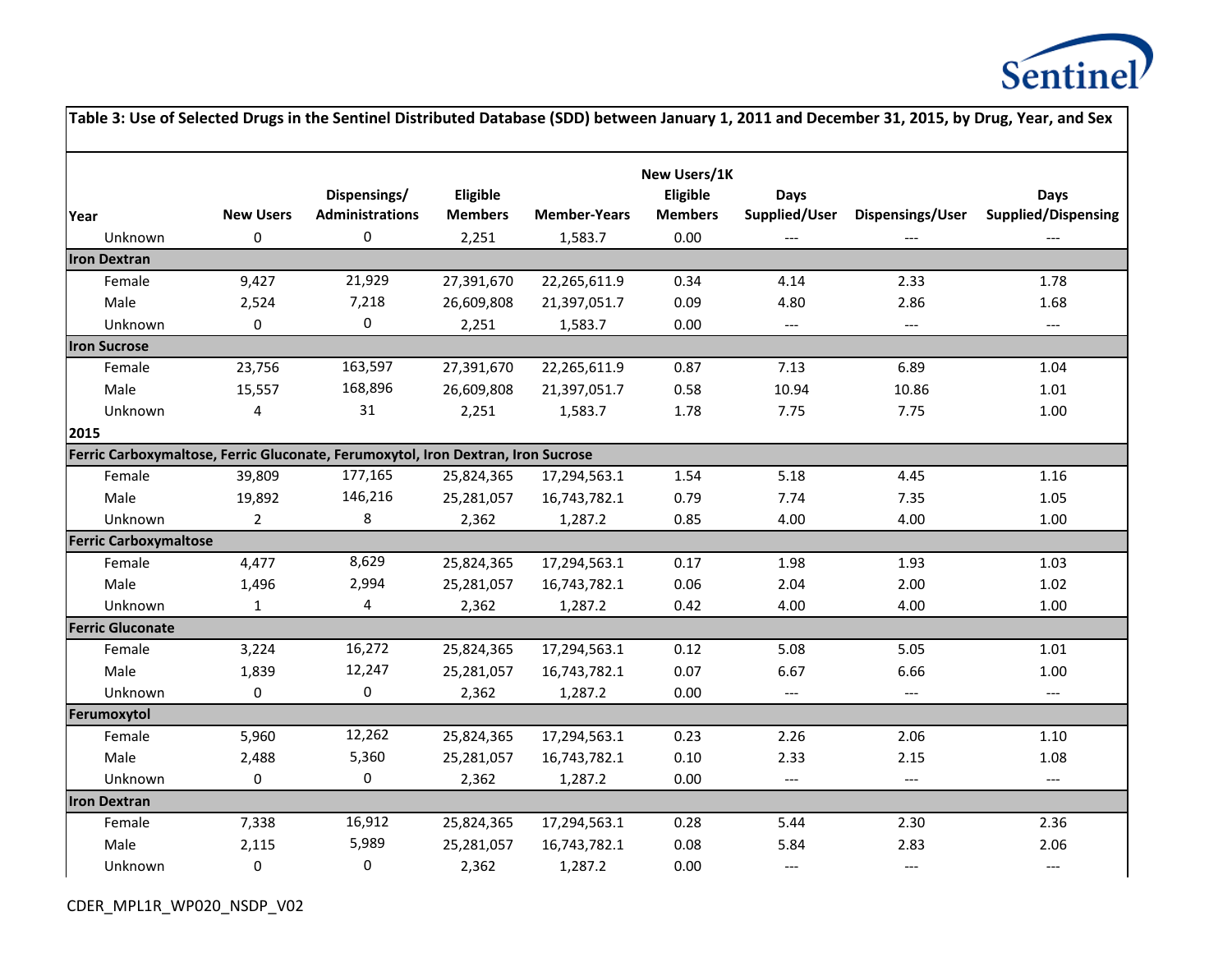**Table 3: Use of Selected Drugs in the Sentinel Distributed Database (SDD) between January 1, 2011 and December 31, 2015, by Drug, Year, and Sex**

| Year | New Users | Dispensings/ Administrations | Eligible Members | Member-Years | New Users/1K Eligible Members | Days Supplied/User | Dispensings/User | Days Supplied/Dispensing |
|---|---|---|---|---|---|---|---|---|
| Unknown | 0 | 0 | 2,251 | 1,583.7 | 0.00 | --- | --- | --- |
| **Iron Dextran** | | | | | | | | |
| Female | 9,427 | 21,929 | 27,391,670 | 22,265,611.9 | 0.34 | 4.14 | 2.33 | 1.78 |
| Male | 2,524 | 7,218 | 26,609,808 | 21,397,051.7 | 0.09 | 4.80 | 2.86 | 1.68 |
| Unknown | 0 | 0 | 2,251 | 1,583.7 | 0.00 | --- | --- | --- |
| **Iron Sucrose** | | | | | | | | |
| Female | 23,756 | 163,597 | 27,391,670 | 22,265,611.9 | 0.87 | 7.13 | 6.89 | 1.04 |
| Male | 15,557 | 168,896 | 26,609,808 | 21,397,051.7 | 0.58 | 10.94 | 10.86 | 1.01 |
| Unknown | 4 | 31 | 2,251 | 1,583.7 | 1.78 | 7.75 | 7.75 | 1.00 |
| **2015** | | | | | | | | |
| **Ferric Carboxymaltose, Ferric Gluconate, Ferumoxytol, Iron Dextran, Iron Sucrose** | | | | | | | | |
| Female | 39,809 | 177,165 | 25,824,365 | 17,294,563.1 | 1.54 | 5.18 | 4.45 | 1.16 |
| Male | 19,892 | 146,216 | 25,281,057 | 16,743,782.1 | 0.79 | 7.74 | 7.35 | 1.05 |
| Unknown | 2 | 8 | 2,362 | 1,287.2 | 0.85 | 4.00 | 4.00 | 1.00 |
| **Ferric Carboxymaltose** | | | | | | | | |
| Female | 4,477 | 8,629 | 25,824,365 | 17,294,563.1 | 0.17 | 1.98 | 1.93 | 1.03 |
| Male | 1,496 | 2,994 | 25,281,057 | 16,743,782.1 | 0.06 | 2.04 | 2.00 | 1.02 |
| Unknown | 1 | 4 | 2,362 | 1,287.2 | 0.42 | 4.00 | 4.00 | 1.00 |
| **Ferric Gluconate** | | | | | | | | |
| Female | 3,224 | 16,272 | 25,824,365 | 17,294,563.1 | 0.12 | 5.08 | 5.05 | 1.01 |
| Male | 1,839 | 12,247 | 25,281,057 | 16,743,782.1 | 0.07 | 6.67 | 6.66 | 1.00 |
| Unknown | 0 | 0 | 2,362 | 1,287.2 | 0.00 | --- | --- | --- |
| **Ferumoxytol** | | | | | | | | |
| Female | 5,960 | 12,262 | 25,824,365 | 17,294,563.1 | 0.23 | 2.26 | 2.06 | 1.10 |
| Male | 2,488 | 5,360 | 25,281,057 | 16,743,782.1 | 0.10 | 2.33 | 2.15 | 1.08 |
| Unknown | 0 | 0 | 2,362 | 1,287.2 | 0.00 | --- | --- | --- |
| **Iron Dextran** | | | | | | | | |
| Female | 7,338 | 16,912 | 25,824,365 | 17,294,563.1 | 0.28 | 5.44 | 2.30 | 2.36 |
| Male | 2,115 | 5,989 | 25,281,057 | 16,743,782.1 | 0.08 | 5.84 | 2.83 | 2.06 |
| Unknown | 0 | 0 | 2,362 | 1,287.2 | 0.00 | --- | --- | --- |

CDER_MPL1R_WP020_NSDP_V02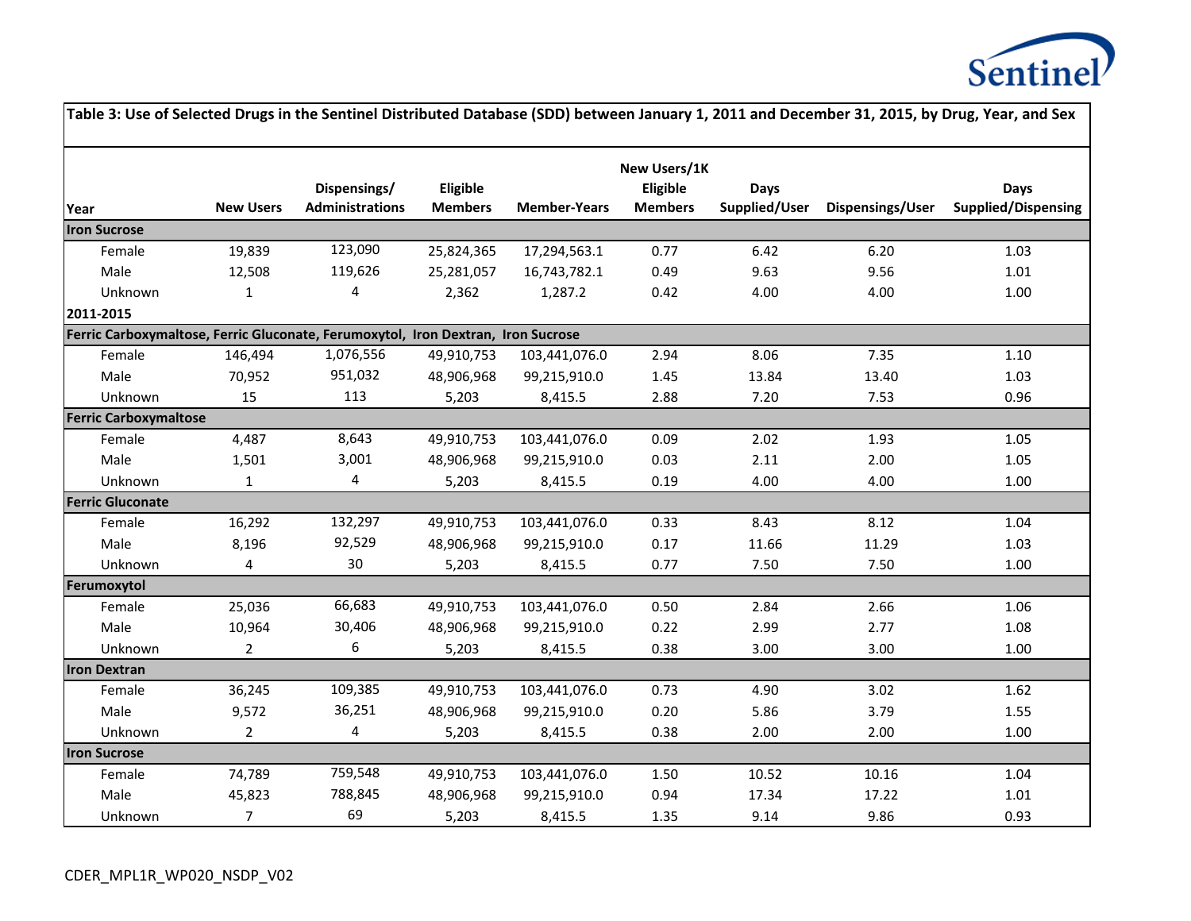| Table 3: Use of Selected Drugs in the Sentinel Distributed Database (SDD) between January 1, 2011 and December 31, 2015, by Drug, Year, and Sex | | | | | | | | |
|---|---|---|---|---|---|---|---|---|
| **Year** | **New Users** | **Dispensings/ Administrations** | **Eligible Members** | **Member-Years** | **New Users/1K Eligible Members** | **Days Supplied/User** | **Dispensings/User** | **Days Supplied/Dispensing** |
| **Iron Sucrose** | | | | | | | | |
| Female | 19,839 | 123,090 | 25,824,365 | 17,294,563.1 | 0.77 | 6.42 | 6.20 | 1.03 |
| Male | 12,508 | 119,626 | 25,281,057 | 16,743,782.1 | 0.49 | 9.63 | 9.56 | 1.01 |
| Unknown | 1 | 4 | 2,362 | 1,287.2 | 0.42 | 4.00 | 4.00 | 1.00 |
| **2011-2015** | | | | | | | | |
| **Ferric Carboxymaltose, Ferric Gluconate, Ferumoxytol, Iron Dextran, Iron Sucrose** | | | | | | | | |
| Female | 146,494 | 1,076,556 | 49,910,753 | 103,441,076.0 | 2.94 | 8.06 | 7.35 | 1.10 |
| Male | 70,952 | 951,032 | 48,906,968 | 99,215,910.0 | 1.45 | 13.84 | 13.40 | 1.03 |
| Unknown | 15 | 113 | 5,203 | 8,415.5 | 2.88 | 7.20 | 7.53 | 0.96 |
| **Ferric Carboxymaltose** | | | | | | | | |
| Female | 4,487 | 8,643 | 49,910,753 | 103,441,076.0 | 0.09 | 2.02 | 1.93 | 1.05 |
| Male | 1,501 | 3,001 | 48,906,968 | 99,215,910.0 | 0.03 | 2.11 | 2.00 | 1.05 |
| Unknown | 1 | 4 | 5,203 | 8,415.5 | 0.19 | 4.00 | 4.00 | 1.00 |
| **Ferric Gluconate** | | | | | | | | |
| Female | 16,292 | 132,297 | 49,910,753 | 103,441,076.0 | 0.33 | 8.43 | 8.12 | 1.04 |
| Male | 8,196 | 92,529 | 48,906,968 | 99,215,910.0 | 0.17 | 11.66 | 11.29 | 1.03 |
| Unknown | 4 | 30 | 5,203 | 8,415.5 | 0.77 | 7.50 | 7.50 | 1.00 |
| **Ferumoxytol** | | | | | | | | |
| Female | 25,036 | 66,683 | 49,910,753 | 103,441,076.0 | 0.50 | 2.84 | 2.66 | 1.06 |
| Male | 10,964 | 30,406 | 48,906,968 | 99,215,910.0 | 0.22 | 2.99 | 2.77 | 1.08 |
| Unknown | 2 | 6 | 5,203 | 8,415.5 | 0.38 | 3.00 | 3.00 | 1.00 |
| **Iron Dextran** | | | | | | | | |
| Female | 36,245 | 109,385 | 49,910,753 | 103,441,076.0 | 0.73 | 4.90 | 3.02 | 1.62 |
| Male | 9,572 | 36,251 | 48,906,968 | 99,215,910.0 | 0.20 | 5.86 | 3.79 | 1.55 |
| Unknown | 2 | 4 | 5,203 | 8,415.5 | 0.38 | 2.00 | 2.00 | 1.00 |
| **Iron Sucrose** | | | | | | | | |
| Female | 74,789 | 759,548 | 49,910,753 | 103,441,076.0 | 1.50 | 10.52 | 10.16 | 1.04 |
| Male | 45,823 | 788,845 | 48,906,968 | 99,215,910.0 | 0.94 | 17.34 | 17.22 | 1.01 |
| Unknown | 7 | 69 | 5,203 | 8,415.5 | 1.35 | 9.14 | 9.86 | 0.93 |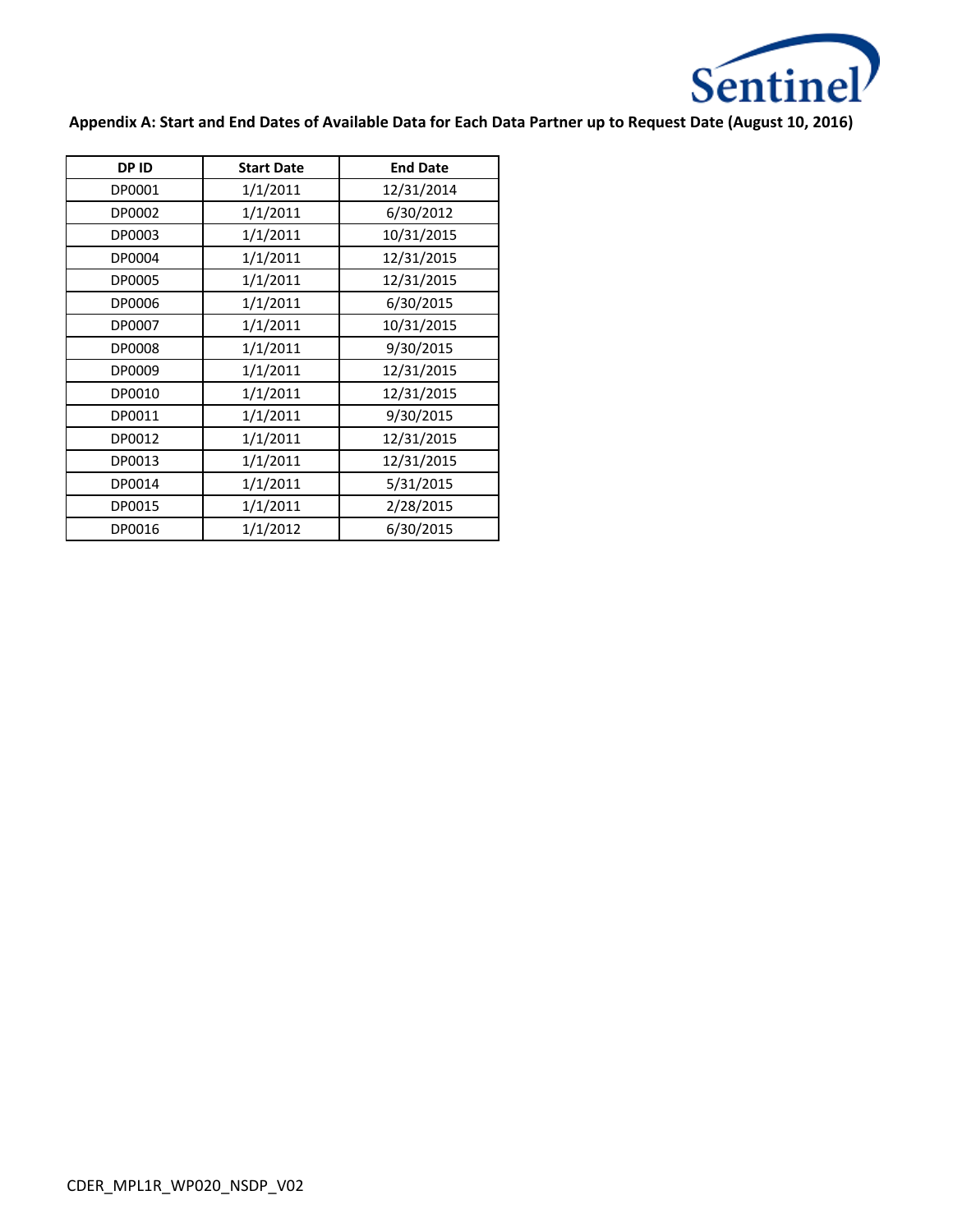**Appendix A: Start and End Dates of Available Data for Each Data Partner up to Request Date (August 10, 2016)**

| DP ID | Start Date | End Date |
|---|---|---|
| DP0001 | 1/1/2011 | 12/31/2014 |
| DP0002 | 1/1/2011 | 6/30/2012 |
| DP0003 | 1/1/2011 | 10/31/2015 |
| DP0004 | 1/1/2011 | 12/31/2015 |
| DP0005 | 1/1/2011 | 12/31/2015 |
| DP0006 | 1/1/2011 | 6/30/2015 |
| DP0007 | 1/1/2011 | 10/31/2015 |
| DP0008 | 1/1/2011 | 9/30/2015 |
| DP0009 | 1/1/2011 | 12/31/2015 |
| DP0010 | 1/1/2011 | 12/31/2015 |
| DP0011 | 1/1/2011 | 9/30/2015 |
| DP0012 | 1/1/2011 | 12/31/2015 |
| DP0013 | 1/1/2011 | 12/31/2015 |
| DP0014 | 1/1/2011 | 5/31/2015 |
| DP0015 | 1/1/2011 | 2/28/2015 |
| DP0016 | 1/1/2012 | 6/30/2015 |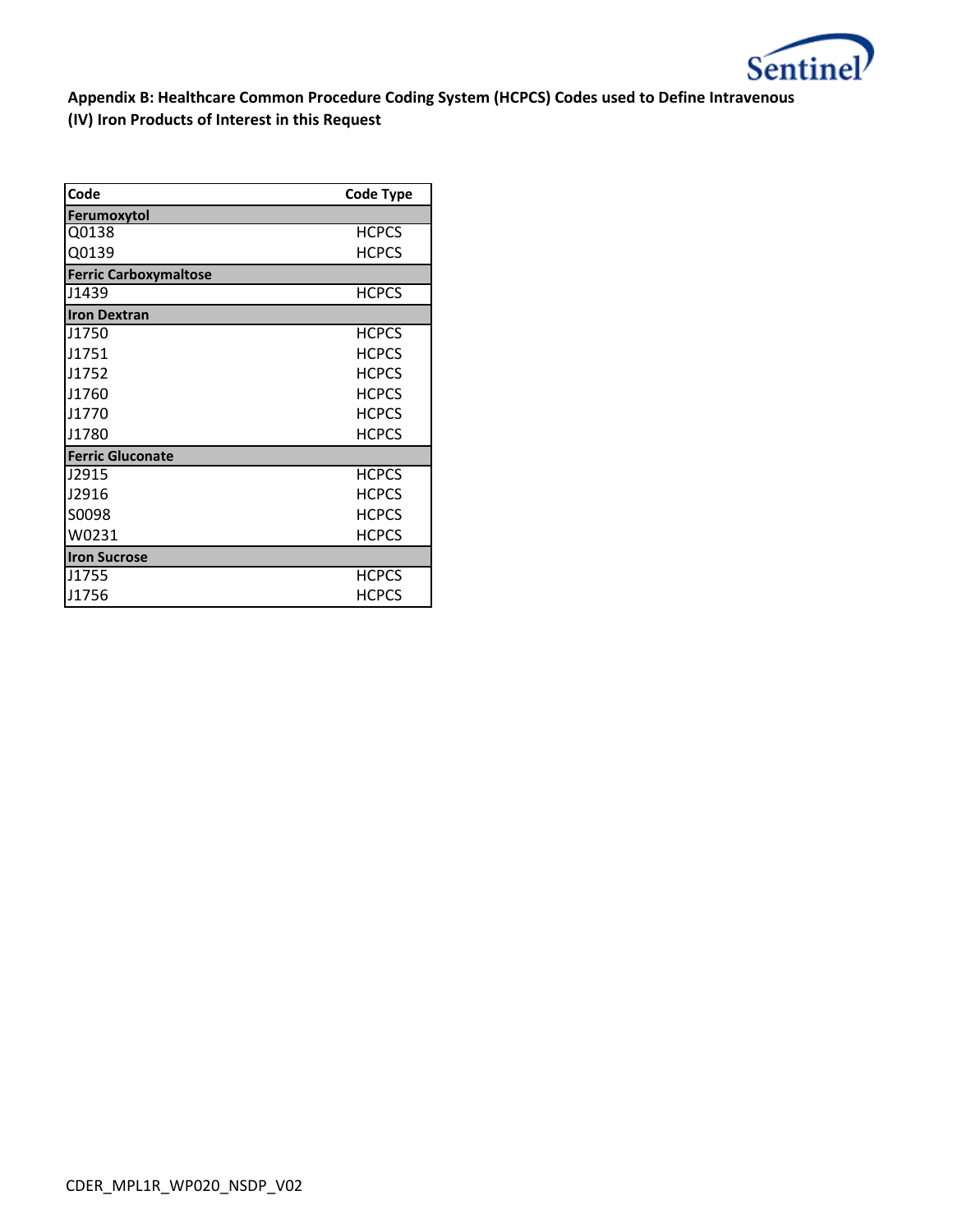**Appendix B: Healthcare Common Procedure Coding System (HCPCS) Codes used to Define Intravenous (IV) Iron Products of Interest in this Request**

| Code | Code Type |
|---|---|
| **Ferumoxytol** | |
| Q0138 | HCPCS |
| Q0139 | HCPCS |
| **Ferric Carboxymaltose** | |
| J1439 | HCPCS |
| **Iron Dextran** | |
| J1750 | HCPCS |
| J1751 | HCPCS |
| J1752 | HCPCS |
| J1760 | HCPCS |
| J1770 | HCPCS |
| J1780 | HCPCS |
| **Ferric Gluconate** | |
| J2915 | HCPCS |
| J2916 | HCPCS |
| S0098 | HCPCS |
| W0231 | HCPCS |
| **Iron Sucrose** | |
| J1755 | HCPCS |
| J1756 | HCPCS |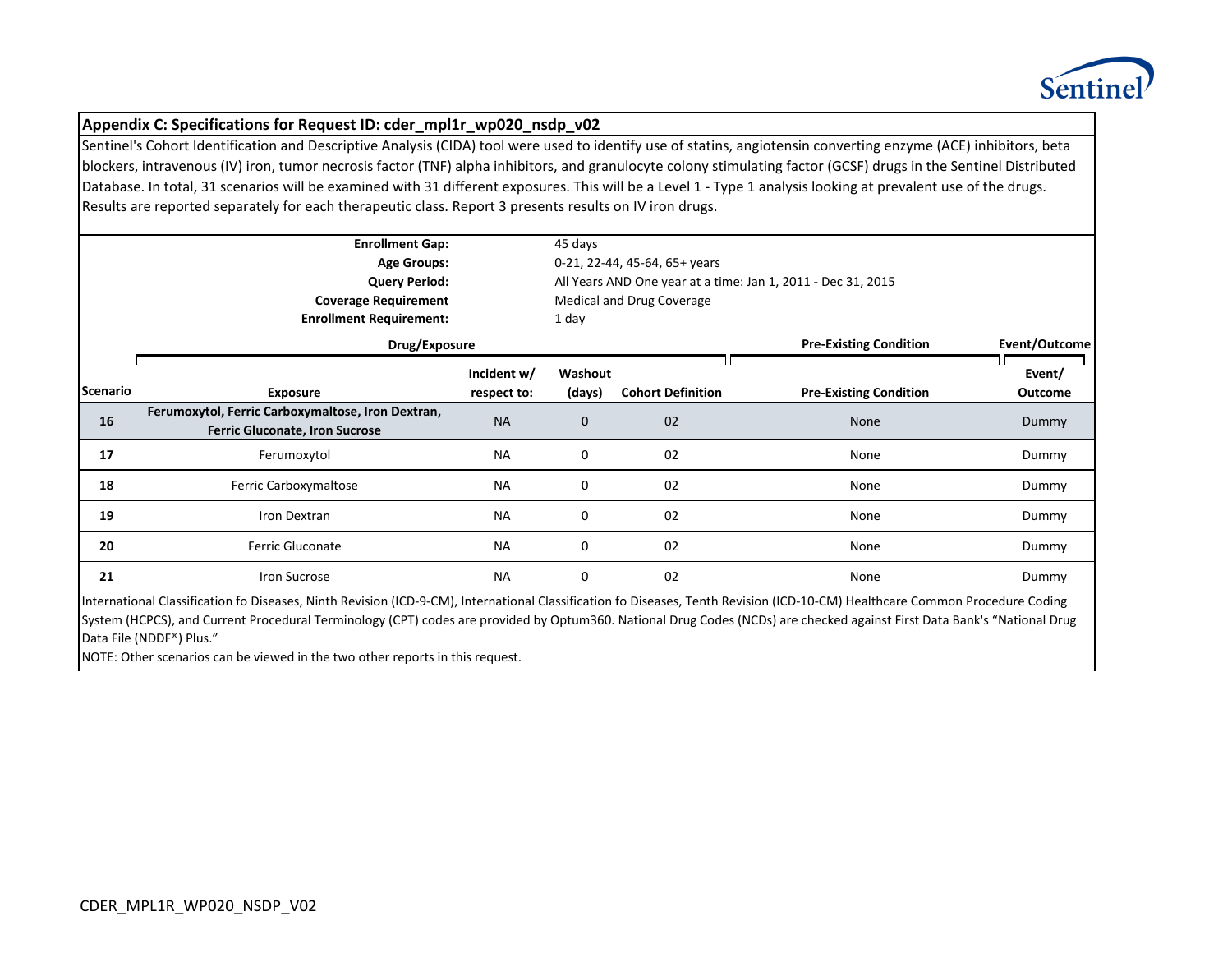## Appendix C: Specifications for Request ID: cder_mpl1r_wp020_nsdp_v02

Sentinel's Cohort Identification and Descriptive Analysis (CIDA) tool were used to identify use of statins, angiotensin converting enzyme (ACE) inhibitors, beta blockers, intravenous (IV) iron, tumor necrosis factor (TNF) alpha inhibitors, and granulocyte colony stimulating factor (GCSF) drugs in the Sentinel Distributed Database. In total, 31 scenarios will be examined with 31 different exposures. This will be a Level 1 - Type 1 analysis looking at prevalent use of the drugs. Results are reported separately for each therapeutic class. Report 3 presents results on IV iron drugs.

| | |
|---|---|
| **Enrollment Gap:** | 45 days |
| **Age Groups:** | 0-21, 22-44, 45-64, 65+ years |
| **Query Period:** | All Years AND One year at a time: Jan 1, 2011 - Dec 31, 2015 |
| **Coverage Requirement** | Medical and Drug Coverage |
| **Enrollment Requirement:** | 1 day |

| | Drug/Exposure | | | | Pre-Existing Condition | Event/Outcome |
|---|---|---|---|---|---|---|
| **Scenario** | **Exposure** | **Incident w/ respect to:** | **Washout (days)** | **Cohort Definition** | **Pre-Existing Condition** | **Event/ Outcome** |
| **16** | **Ferumoxytol, Ferric Carboxymaltose, Iron Dextran, Ferric Gluconate, Iron Sucrose** | NA | 0 | 02 | None | Dummy |
| **17** | Ferumoxytol | NA | 0 | 02 | None | Dummy |
| **18** | Ferric Carboxymaltose | NA | 0 | 02 | None | Dummy |
| **19** | Iron Dextran | NA | 0 | 02 | None | Dummy |
| **20** | Ferric Gluconate | NA | 0 | 02 | None | Dummy |
| **21** | Iron Sucrose | NA | 0 | 02 | None | Dummy |

International Classification fo Diseases, Ninth Revision (ICD-9-CM), International Classification fo Diseases, Tenth Revision (ICD-10-CM) Healthcare Common Procedure Coding System (HCPCS), and Current Procedural Terminology (CPT) codes are provided by Optum360. National Drug Codes (NCDs) are checked against First Data Bank's "National Drug Data File (NDDF®) Plus."

NOTE: Other scenarios can be viewed in the two other reports in this request.